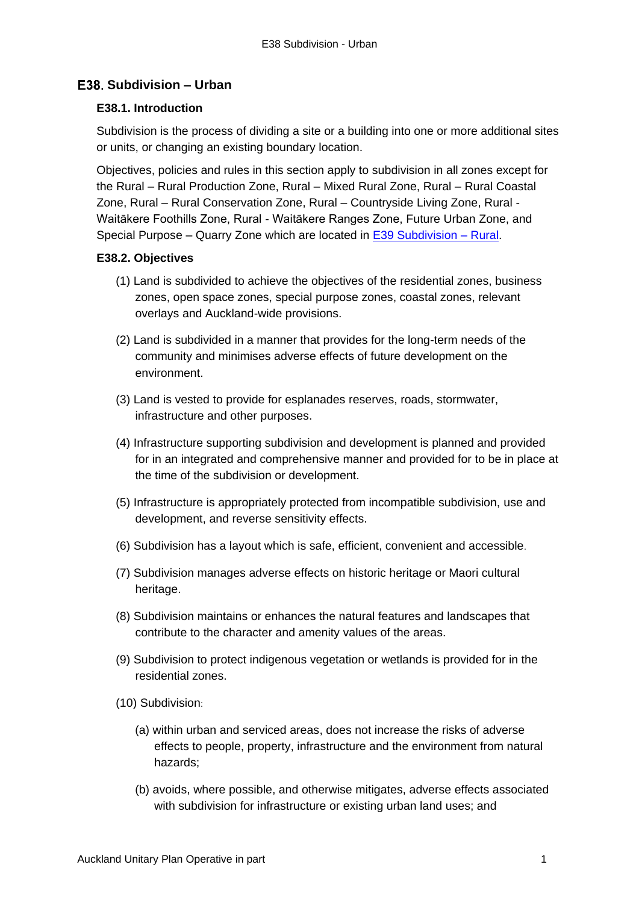# E38. Subdivision – Urban

## E38.1. Introduction

Subdivision is the process of dividing a site or a building into one or more additional sites or units, or changing an existing boundary location.

Objectives, policies and rules in this section apply to subdivision in all zones except for the Rural – Rural Production Zone, Rural – Mixed Rural Zone, Rural – Rural Coastal Zone, Rural – Rural Conservation Zone, Rural – Countryside Living Zone, Rural - Waitākere Foothills Zone, Rural - Waitākere Ranges Zone, Future Urban Zone, and Special Purpose – Quarry Zone which are located in [E39 Subdivision – Rural](#).

## E38.2. Objectives

(1) Land is subdivided to achieve the objectives of the residential zones, business zones, open space zones, special purpose zones, coastal zones, relevant overlays and Auckland-wide provisions.

(2) Land is subdivided in a manner that provides for the long-term needs of the community and minimises adverse effects of future development on the environment.

(3) Land is vested to provide for esplanades reserves, roads, stormwater, infrastructure and other purposes.

(4) Infrastructure supporting subdivision and development is planned and provided for in an integrated and comprehensive manner and provided for to be in place at the time of the subdivision or development.

(5) Infrastructure is appropriately protected from incompatible subdivision, use and development, and reverse sensitivity effects.

(6) Subdivision has a layout which is safe, efficient, convenient and accessible.

(7) Subdivision manages adverse effects on historic heritage or Maori cultural heritage.

(8) Subdivision maintains or enhances the natural features and landscapes that contribute to the character and amenity values of the areas.

(9) Subdivision to protect indigenous vegetation or wetlands is provided for in the residential zones.

(10) Subdivision:

(a) within urban and serviced areas, does not increase the risks of adverse effects to people, property, infrastructure and the environment from natural hazards;

(b) avoids, where possible, and otherwise mitigates, adverse effects associated with subdivision for infrastructure or existing urban land uses; and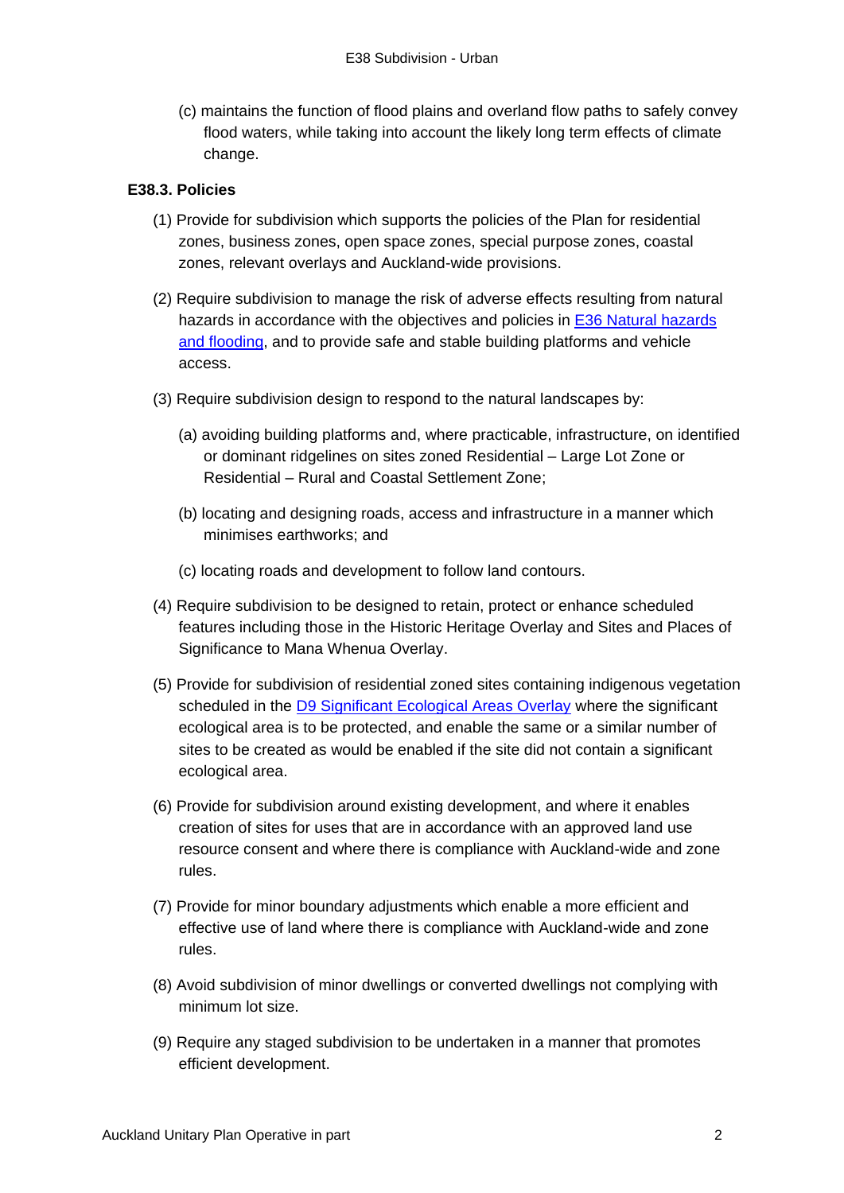(c) maintains the function of flood plains and overland flow paths to safely convey flood waters, while taking into account the likely long term effects of climate change.

### E38.3. Policies

(1) Provide for subdivision which supports the policies of the Plan for residential zones, business zones, open space zones, special purpose zones, coastal zones, relevant overlays and Auckland-wide provisions.

(2) Require subdivision to manage the risk of adverse effects resulting from natural hazards in accordance with the objectives and policies in E36 Natural hazards and flooding, and to provide safe and stable building platforms and vehicle access.

(3) Require subdivision design to respond to the natural landscapes by:

(a) avoiding building platforms and, where practicable, infrastructure, on identified or dominant ridgelines on sites zoned Residential – Large Lot Zone or Residential – Rural and Coastal Settlement Zone;

(b) locating and designing roads, access and infrastructure in a manner which minimises earthworks; and

(c) locating roads and development to follow land contours.

(4) Require subdivision to be designed to retain, protect or enhance scheduled features including those in the Historic Heritage Overlay and Sites and Places of Significance to Mana Whenua Overlay.

(5) Provide for subdivision of residential zoned sites containing indigenous vegetation scheduled in the D9 Significant Ecological Areas Overlay where the significant ecological area is to be protected, and enable the same or a similar number of sites to be created as would be enabled if the site did not contain a significant ecological area.

(6) Provide for subdivision around existing development, and where it enables creation of sites for uses that are in accordance with an approved land use resource consent and where there is compliance with Auckland-wide and zone rules.

(7) Provide for minor boundary adjustments which enable a more efficient and effective use of land where there is compliance with Auckland-wide and zone rules.

(8) Avoid subdivision of minor dwellings or converted dwellings not complying with minimum lot size.

(9) Require any staged subdivision to be undertaken in a manner that promotes efficient development.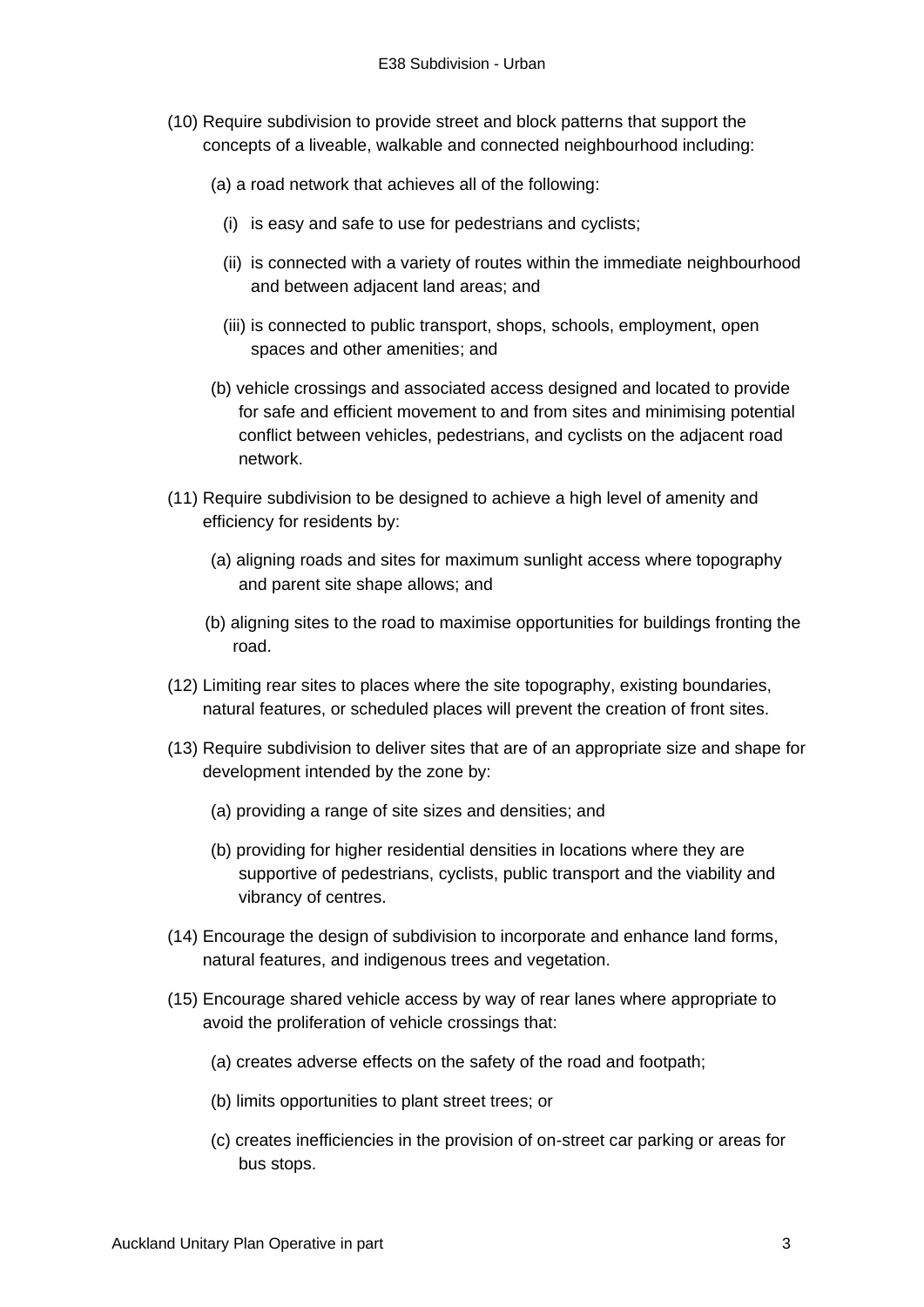(10) Require subdivision to provide street and block patterns that support the concepts of a liveable, walkable and connected neighbourhood including:

   (a) a road network that achieves all of the following:

      (i) is easy and safe to use for pedestrians and cyclists;

      (ii) is connected with a variety of routes within the immediate neighbourhood and between adjacent land areas; and

      (iii) is connected to public transport, shops, schools, employment, open spaces and other amenities; and

   (b) vehicle crossings and associated access designed and located to provide for safe and efficient movement to and from sites and minimising potential conflict between vehicles, pedestrians, and cyclists on the adjacent road network.

(11) Require subdivision to be designed to achieve a high level of amenity and efficiency for residents by:

   (a) aligning roads and sites for maximum sunlight access where topography and parent site shape allows; and

   (b) aligning sites to the road to maximise opportunities for buildings fronting the road.

(12) Limiting rear sites to places where the site topography, existing boundaries, natural features, or scheduled places will prevent the creation of front sites.

(13) Require subdivision to deliver sites that are of an appropriate size and shape for development intended by the zone by:

   (a) providing a range of site sizes and densities; and

   (b) providing for higher residential densities in locations where they are supportive of pedestrians, cyclists, public transport and the viability and vibrancy of centres.

(14) Encourage the design of subdivision to incorporate and enhance land forms, natural features, and indigenous trees and vegetation.

(15) Encourage shared vehicle access by way of rear lanes where appropriate to avoid the proliferation of vehicle crossings that:

   (a) creates adverse effects on the safety of the road and footpath;

   (b) limits opportunities to plant street trees; or

   (c) creates inefficiencies in the provision of on-street car parking or areas for bus stops.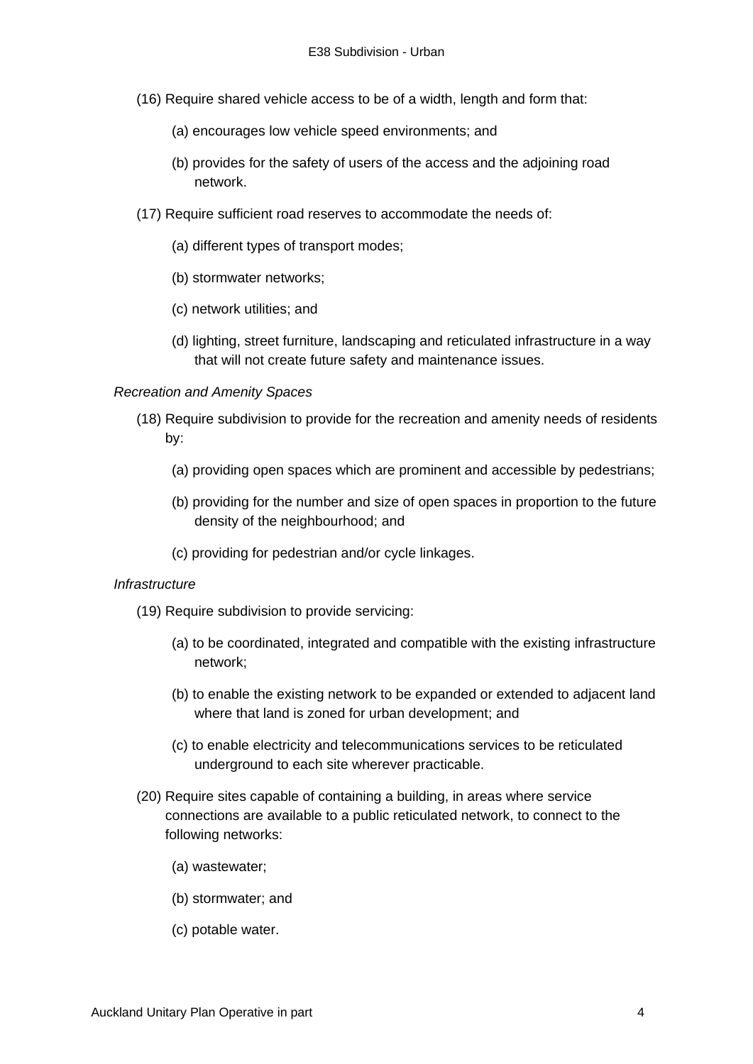(16) Require shared vehicle access to be of a width, length and form that:

(a) encourages low vehicle speed environments; and

(b) provides for the safety of users of the access and the adjoining road network.

(17) Require sufficient road reserves to accommodate the needs of:

(a) different types of transport modes;

(b) stormwater networks;

(c) network utilities; and

(d) lighting, street furniture, landscaping and reticulated infrastructure in a way that will not create future safety and maintenance issues.

*Recreation and Amenity Spaces*

(18) Require subdivision to provide for the recreation and amenity needs of residents by:

(a) providing open spaces which are prominent and accessible by pedestrians;

(b) providing for the number and size of open spaces in proportion to the future density of the neighbourhood; and

(c) providing for pedestrian and/or cycle linkages.

*Infrastructure*

(19) Require subdivision to provide servicing:

(a) to be coordinated, integrated and compatible with the existing infrastructure network;

(b) to enable the existing network to be expanded or extended to adjacent land where that land is zoned for urban development; and

(c) to enable electricity and telecommunications services to be reticulated underground to each site wherever practicable.

(20) Require sites capable of containing a building, in areas where service connections are available to a public reticulated network, to connect to the following networks:

(a) wastewater;

(b) stormwater; and

(c) potable water.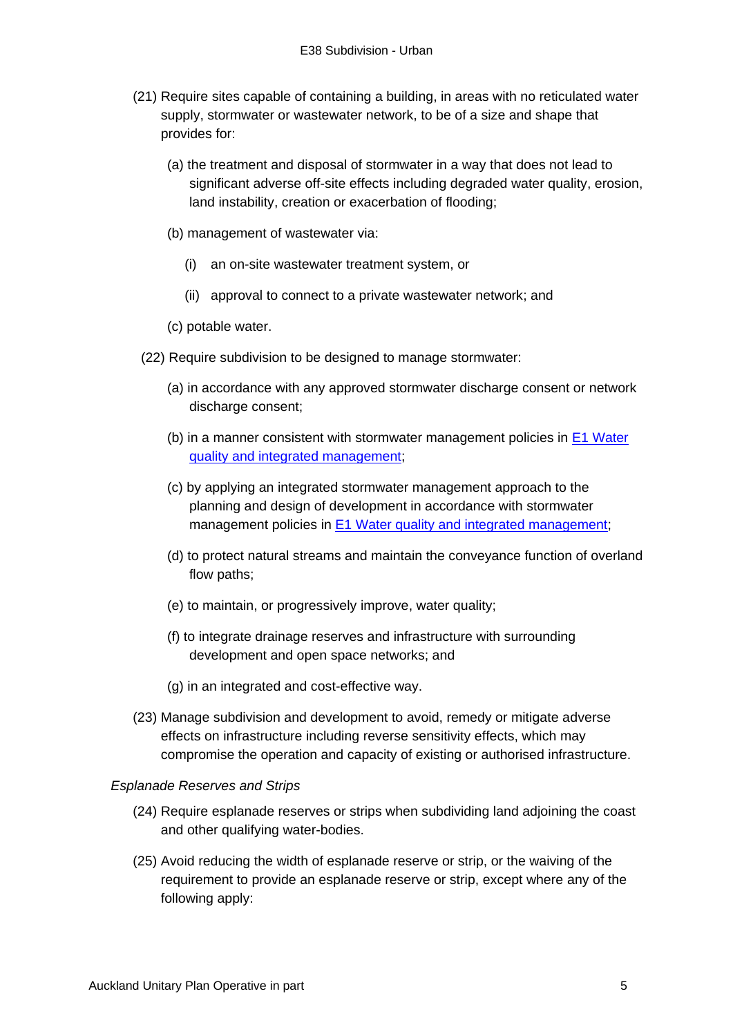(21) Require sites capable of containing a building, in areas with no reticulated water supply, stormwater or wastewater network, to be of a size and shape that provides for:

(a) the treatment and disposal of stormwater in a way that does not lead to significant adverse off-site effects including degraded water quality, erosion, land instability, creation or exacerbation of flooding;

(b) management of wastewater via:

(i) an on-site wastewater treatment system, or

(ii) approval to connect to a private wastewater network; and

(c) potable water.

(22) Require subdivision to be designed to manage stormwater:

(a) in accordance with any approved stormwater discharge consent or network discharge consent;

(b) in a manner consistent with stormwater management policies in [E1 Water quality and integrated management](#);

(c) by applying an integrated stormwater management approach to the planning and design of development in accordance with stormwater management policies in [E1 Water quality and integrated management](#);

(d) to protect natural streams and maintain the conveyance function of overland flow paths;

(e) to maintain, or progressively improve, water quality;

(f) to integrate drainage reserves and infrastructure with surrounding development and open space networks; and

(g) in an integrated and cost-effective way.

(23) Manage subdivision and development to avoid, remedy or mitigate adverse effects on infrastructure including reverse sensitivity effects, which may compromise the operation and capacity of existing or authorised infrastructure.

*Esplanade Reserves and Strips*

(24) Require esplanade reserves or strips when subdividing land adjoining the coast and other qualifying water-bodies.

(25) Avoid reducing the width of esplanade reserve or strip, or the waiving of the requirement to provide an esplanade reserve or strip, except where any of the following apply: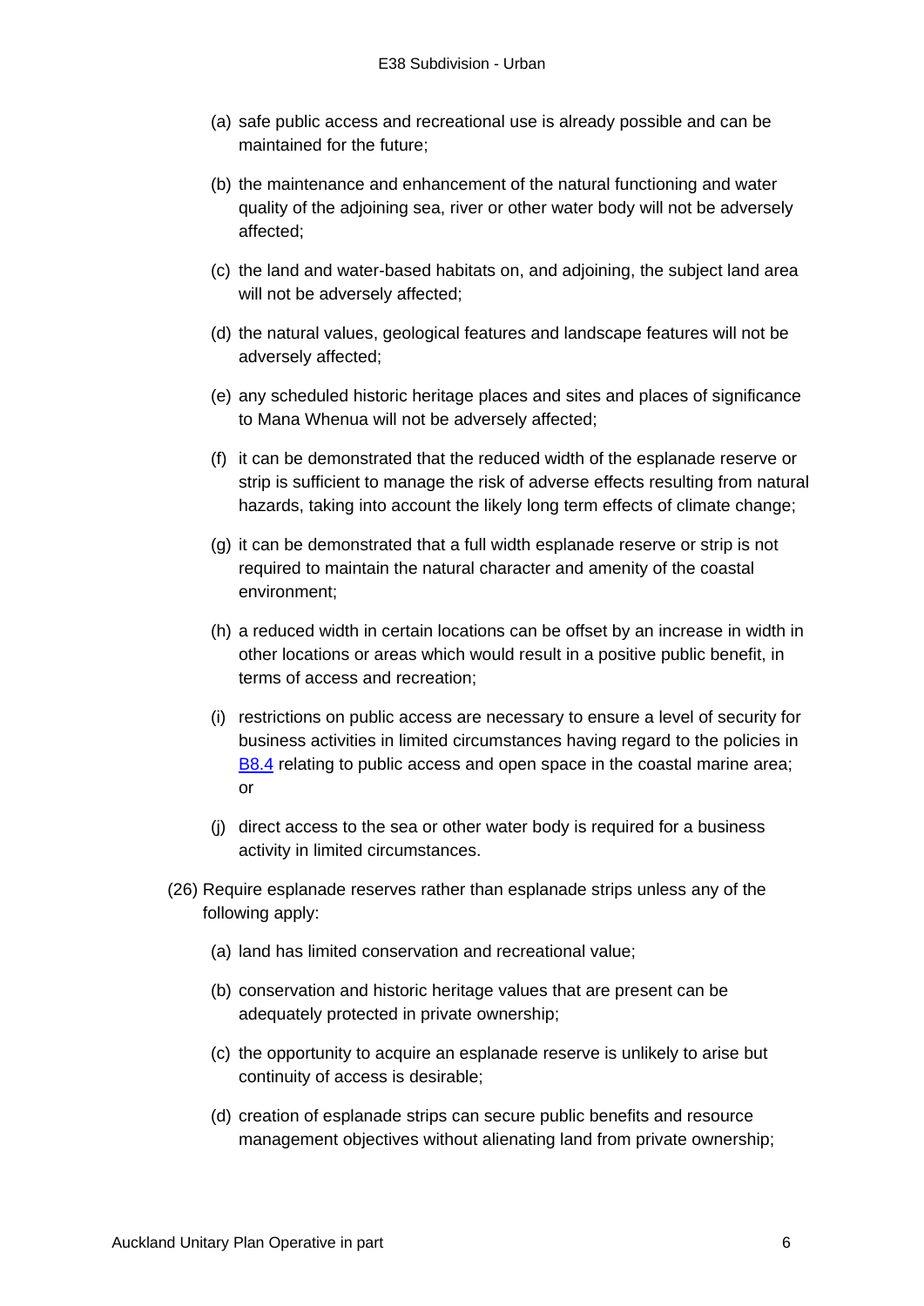(a) safe public access and recreational use is already possible and can be maintained for the future;

(b) the maintenance and enhancement of the natural functioning and water quality of the adjoining sea, river or other water body will not be adversely affected;

(c) the land and water-based habitats on, and adjoining, the subject land area will not be adversely affected;

(d) the natural values, geological features and landscape features will not be adversely affected;

(e) any scheduled historic heritage places and sites and places of significance to Mana Whenua will not be adversely affected;

(f) it can be demonstrated that the reduced width of the esplanade reserve or strip is sufficient to manage the risk of adverse effects resulting from natural hazards, taking into account the likely long term effects of climate change;

(g) it can be demonstrated that a full width esplanade reserve or strip is not required to maintain the natural character and amenity of the coastal environment;

(h) a reduced width in certain locations can be offset by an increase in width in other locations or areas which would result in a positive public benefit, in terms of access and recreation;

(i) restrictions on public access are necessary to ensure a level of security for business activities in limited circumstances having regard to the policies in B8.4 relating to public access and open space in the coastal marine area; or

(j) direct access to the sea or other water body is required for a business activity in limited circumstances.

(26) Require esplanade reserves rather than esplanade strips unless any of the following apply:

(a) land has limited conservation and recreational value;

(b) conservation and historic heritage values that are present can be adequately protected in private ownership;

(c) the opportunity to acquire an esplanade reserve is unlikely to arise but continuity of access is desirable;

(d) creation of esplanade strips can secure public benefits and resource management objectives without alienating land from private ownership;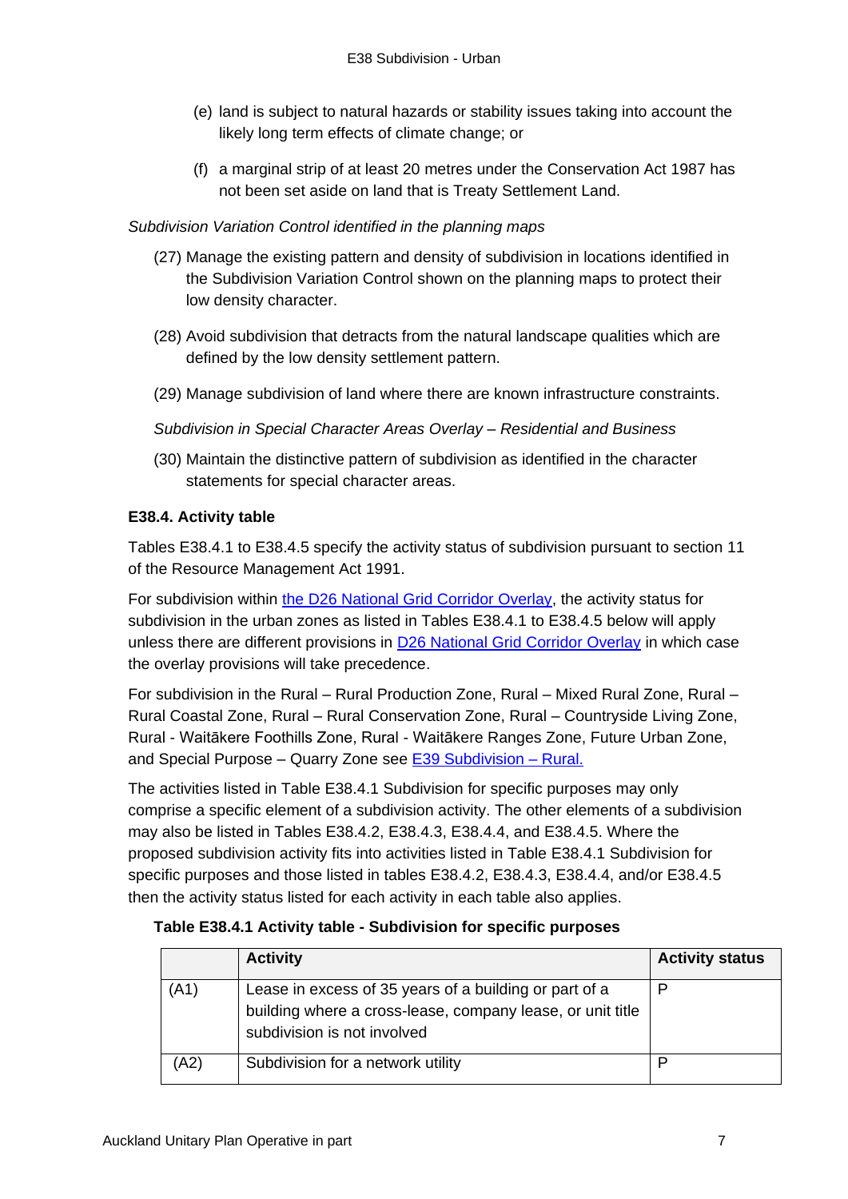(e) land is subject to natural hazards or stability issues taking into account the likely long term effects of climate change; or

(f) a marginal strip of at least 20 metres under the Conservation Act 1987 has not been set aside on land that is Treaty Settlement Land.

*Subdivision Variation Control identified in the planning maps*

(27) Manage the existing pattern and density of subdivision in locations identified in the Subdivision Variation Control shown on the planning maps to protect their low density character.

(28) Avoid subdivision that detracts from the natural landscape qualities which are defined by the low density settlement pattern.

(29) Manage subdivision of land where there are known infrastructure constraints.

*Subdivision in Special Character Areas Overlay – Residential and Business*

(30) Maintain the distinctive pattern of subdivision as identified in the character statements for special character areas.

### E38.4. Activity table

Tables E38.4.1 to E38.4.5 specify the activity status of subdivision pursuant to section 11 of the Resource Management Act 1991.

For subdivision within the D26 National Grid Corridor Overlay, the activity status for subdivision in the urban zones as listed in Tables E38.4.1 to E38.4.5 below will apply unless there are different provisions in D26 National Grid Corridor Overlay in which case the overlay provisions will take precedence.

For subdivision in the Rural – Rural Production Zone, Rural – Mixed Rural Zone, Rural – Rural Coastal Zone, Rural – Rural Conservation Zone, Rural – Countryside Living Zone, Rural - Waitākere Foothills Zone, Rural - Waitākere Ranges Zone, Future Urban Zone, and Special Purpose – Quarry Zone see E39 Subdivision – Rural.

The activities listed in Table E38.4.1 Subdivision for specific purposes may only comprise a specific element of a subdivision activity. The other elements of a subdivision may also be listed in Tables E38.4.2, E38.4.3, E38.4.4, and E38.4.5. Where the proposed subdivision activity fits into activities listed in Table E38.4.1 Subdivision for specific purposes and those listed in tables E38.4.2, E38.4.3, E38.4.4, and/or E38.4.5 then the activity status listed for each activity in each table also applies.

**Table E38.4.1 Activity table - Subdivision for specific purposes**

| | Activity | Activity status |
|---|---|---|
| (A1) | Lease in excess of 35 years of a building or part of a building where a cross-lease, company lease, or unit title subdivision is not involved | P |
| (A2) | Subdivision for a network utility | P |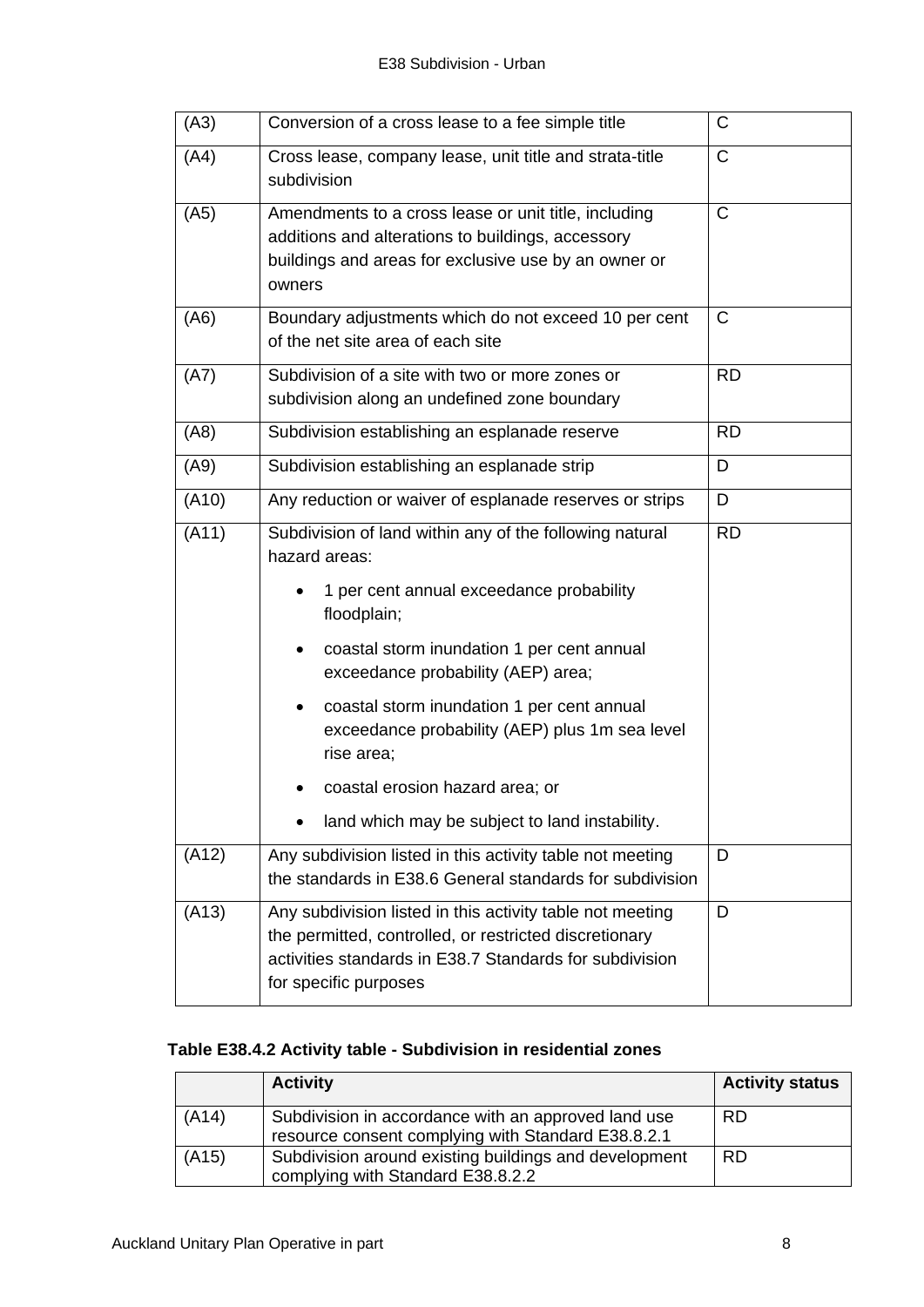| | | |
|---|---|---|
| (A3) | Conversion of a cross lease to a fee simple title | C |
| (A4) | Cross lease, company lease, unit title and strata-title subdivision | C |
| (A5) | Amendments to a cross lease or unit title, including additions and alterations to buildings, accessory buildings and areas for exclusive use by an owner or owners | C |
| (A6) | Boundary adjustments which do not exceed 10 per cent of the net site area of each site | C |
| (A7) | Subdivision of a site with two or more zones or subdivision along an undefined zone boundary | RD |
| (A8) | Subdivision establishing an esplanade reserve | RD |
| (A9) | Subdivision establishing an esplanade strip | D |
| (A10) | Any reduction or waiver of esplanade reserves or strips | D |
| (A11) | Subdivision of land within any of the following natural hazard areas:<br>• 1 per cent annual exceedance probability floodplain;<br>• coastal storm inundation 1 per cent annual exceedance probability (AEP) area;<br>• coastal storm inundation 1 per cent annual exceedance probability (AEP) plus 1m sea level rise area;<br>• coastal erosion hazard area; or<br>• land which may be subject to land instability. | RD |
| (A12) | Any subdivision listed in this activity table not meeting the standards in E38.6 General standards for subdivision | D |
| (A13) | Any subdivision listed in this activity table not meeting the permitted, controlled, or restricted discretionary activities standards in E38.7 Standards for subdivision for specific purposes | D |

**Table E38.4.2 Activity table - Subdivision in residential zones**

| | Activity | Activity status |
|---|---|---|
| (A14) | Subdivision in accordance with an approved land use resource consent complying with Standard E38.8.2.1 | RD |
| (A15) | Subdivision around existing buildings and development complying with Standard E38.8.2.2 | RD |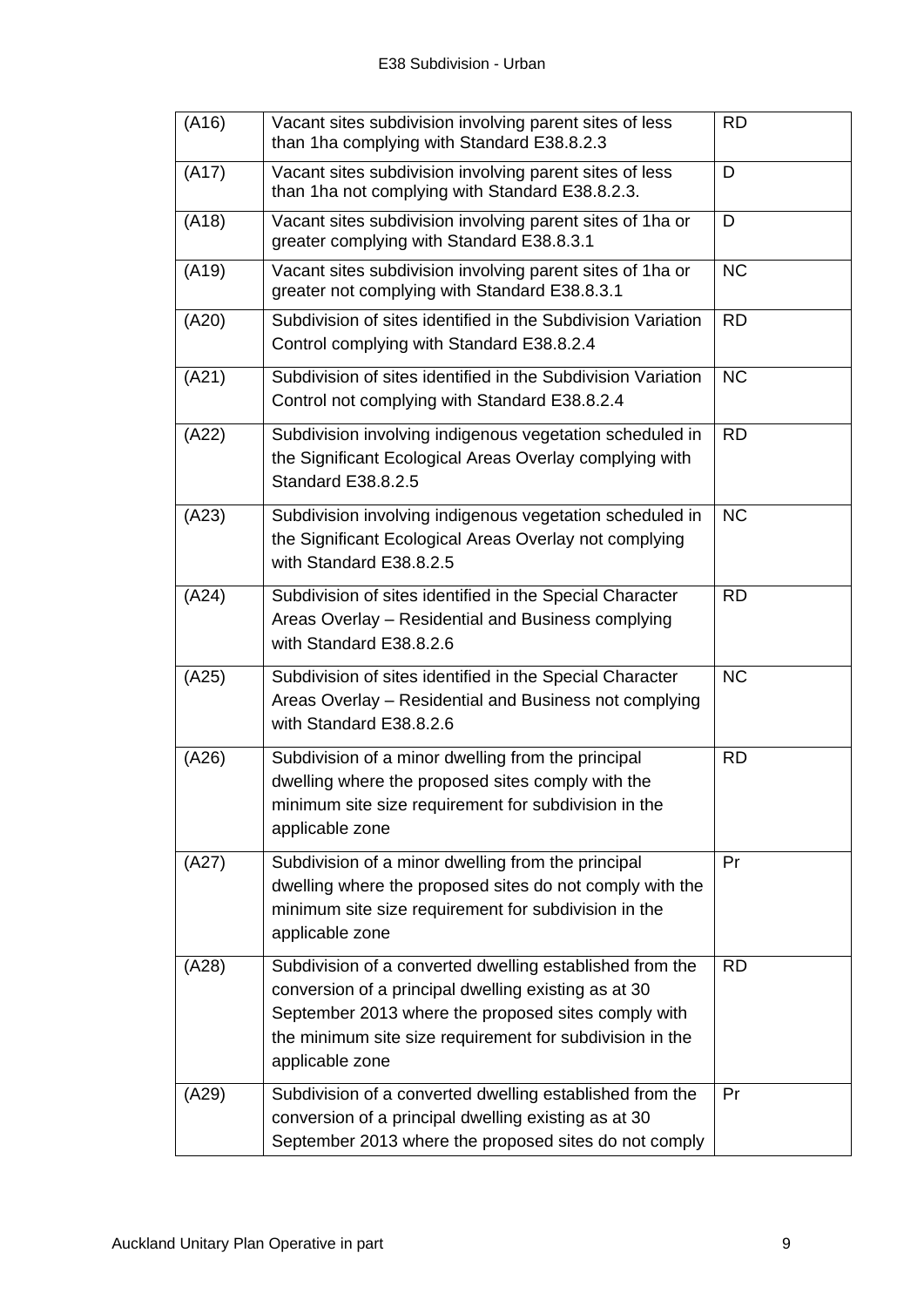| (A16) | Vacant sites subdivision involving parent sites of less than 1ha complying with Standard E38.8.2.3 | RD |
|---|---|---|
| (A17) | Vacant sites subdivision involving parent sites of less than 1ha not complying with Standard E38.8.2.3. | D |
| (A18) | Vacant sites subdivision involving parent sites of 1ha or greater complying with Standard E38.8.3.1 | D |
| (A19) | Vacant sites subdivision involving parent sites of 1ha or greater not complying with Standard E38.8.3.1 | NC |
| (A20) | Subdivision of sites identified in the Subdivision Variation Control complying with Standard E38.8.2.4 | RD |
| (A21) | Subdivision of sites identified in the Subdivision Variation Control not complying with Standard E38.8.2.4 | NC |
| (A22) | Subdivision involving indigenous vegetation scheduled in the Significant Ecological Areas Overlay complying with Standard E38.8.2.5 | RD |
| (A23) | Subdivision involving indigenous vegetation scheduled in the Significant Ecological Areas Overlay not complying with Standard E38.8.2.5 | NC |
| (A24) | Subdivision of sites identified in the Special Character Areas Overlay – Residential and Business complying with Standard E38.8.2.6 | RD |
| (A25) | Subdivision of sites identified in the Special Character Areas Overlay – Residential and Business not complying with Standard E38.8.2.6 | NC |
| (A26) | Subdivision of a minor dwelling from the principal dwelling where the proposed sites comply with the minimum site size requirement for subdivision in the applicable zone | RD |
| (A27) | Subdivision of a minor dwelling from the principal dwelling where the proposed sites do not comply with the minimum site size requirement for subdivision in the applicable zone | Pr |
| (A28) | Subdivision of a converted dwelling established from the conversion of a principal dwelling existing as at 30 September 2013 where the proposed sites comply with the minimum site size requirement for subdivision in the applicable zone | RD |
| (A29) | Subdivision of a converted dwelling established from the conversion of a principal dwelling existing as at 30 September 2013 where the proposed sites do not comply | Pr |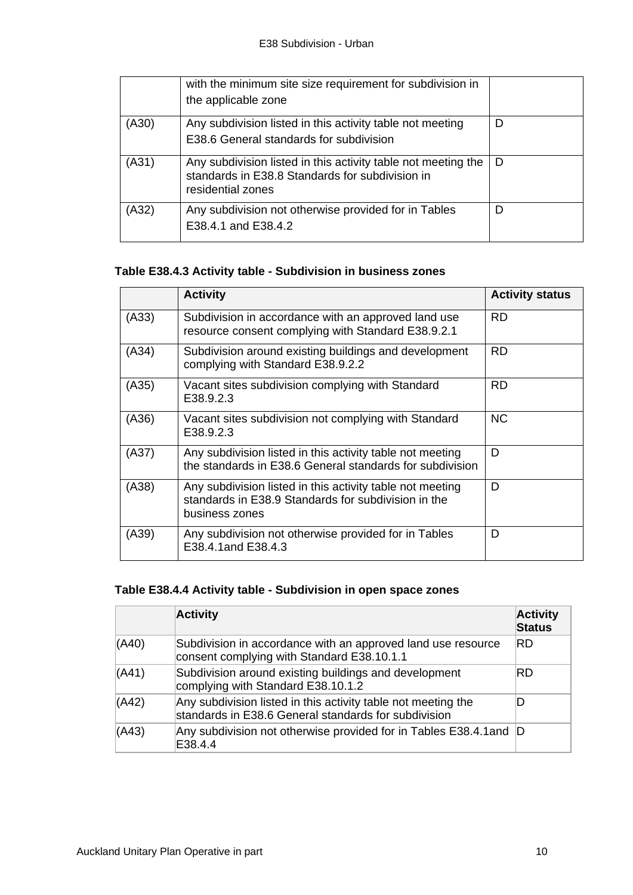|  | with the minimum site size requirement for subdivision in the applicable zone |  |
|---|---|---|
| (A30) | Any subdivision listed in this activity table not meeting E38.6 General standards for subdivision | D |
| (A31) | Any subdivision listed in this activity table not meeting the standards in E38.8 Standards for subdivision in residential zones | D |
| (A32) | Any subdivision not otherwise provided for in Tables E38.4.1 and E38.4.2 | D |

**Table E38.4.3 Activity table - Subdivision in business zones**

|  | Activity | Activity status |
|---|---|---|
| (A33) | Subdivision in accordance with an approved land use resource consent complying with Standard E38.9.2.1 | RD |
| (A34) | Subdivision around existing buildings and development complying with Standard E38.9.2.2 | RD |
| (A35) | Vacant sites subdivision complying with Standard E38.9.2.3 | RD |
| (A36) | Vacant sites subdivision not complying with Standard E38.9.2.3 | NC |
| (A37) | Any subdivision listed in this activity table not meeting the standards in E38.6 General standards for subdivision | D |
| (A38) | Any subdivision listed in this activity table not meeting standards in E38.9 Standards for subdivision in the business zones | D |
| (A39) | Any subdivision not otherwise provided for in Tables E38.4.1and E38.4.3 | D |

**Table E38.4.4 Activity table - Subdivision in open space zones**

|  | Activity | Activity Status |
|---|---|---|
| (A40) | Subdivision in accordance with an approved land use resource consent complying with Standard E38.10.1.1 | RD |
| (A41) | Subdivision around existing buildings and development complying with Standard E38.10.1.2 | RD |
| (A42) | Any subdivision listed in this activity table not meeting the standards in E38.6 General standards for subdivision | D |
| (A43) | Any subdivision not otherwise provided for in Tables E38.4.1and E38.4.4 | D |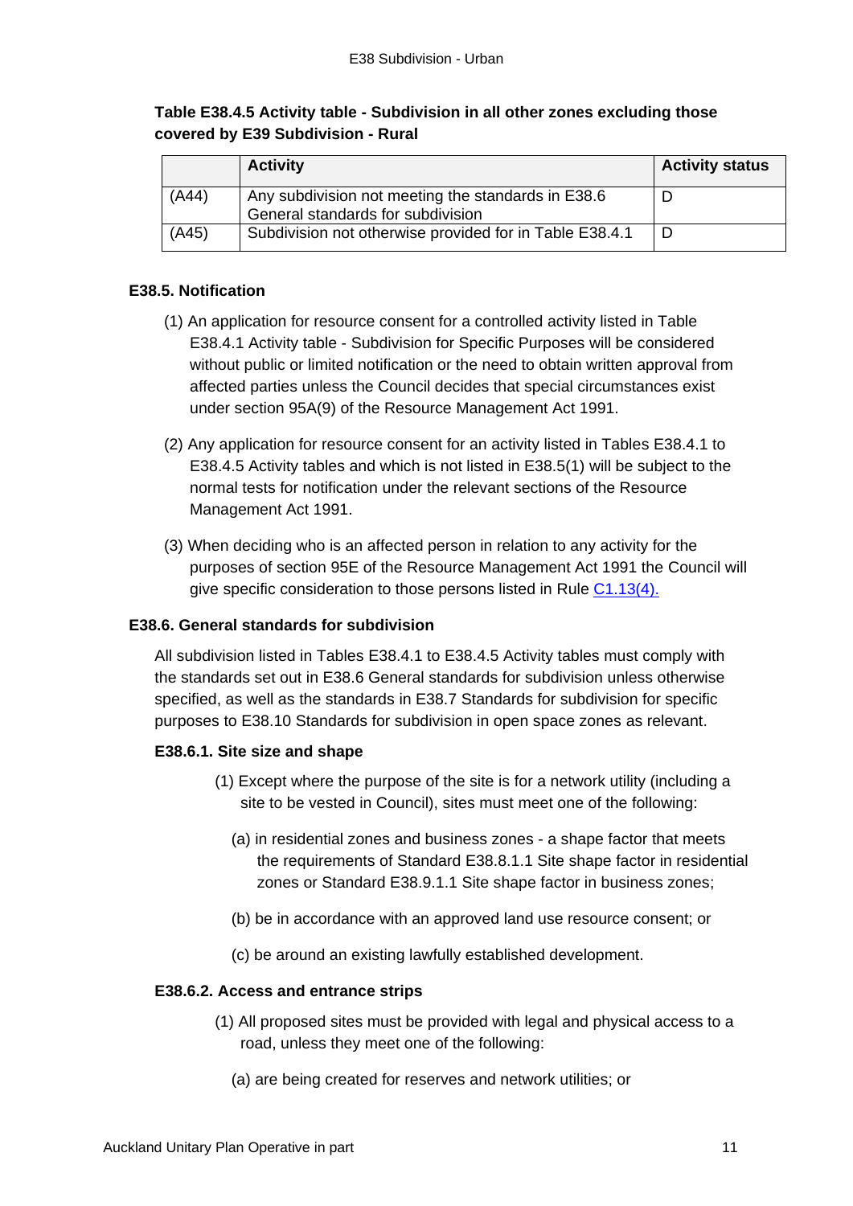**Table E38.4.5 Activity table - Subdivision in all other zones excluding those covered by E39 Subdivision - Rural**

| | Activity | Activity status |
|---|---|---|
| (A44) | Any subdivision not meeting the standards in E38.6 General standards for subdivision | D |
| (A45) | Subdivision not otherwise provided for in Table E38.4.1 | D |

### E38.5. Notification

(1) An application for resource consent for a controlled activity listed in Table E38.4.1 Activity table - Subdivision for Specific Purposes will be considered without public or limited notification or the need to obtain written approval from affected parties unless the Council decides that special circumstances exist under section 95A(9) of the Resource Management Act 1991.

(2) Any application for resource consent for an activity listed in Tables E38.4.1 to E38.4.5 Activity tables and which is not listed in E38.5(1) will be subject to the normal tests for notification under the relevant sections of the Resource Management Act 1991.

(3) When deciding who is an affected person in relation to any activity for the purposes of section 95E of the Resource Management Act 1991 the Council will give specific consideration to those persons listed in Rule C1.13(4).

### E38.6. General standards for subdivision

All subdivision listed in Tables E38.4.1 to E38.4.5 Activity tables must comply with the standards set out in E38.6 General standards for subdivision unless otherwise specified, as well as the standards in E38.7 Standards for subdivision for specific purposes to E38.10 Standards for subdivision in open space zones as relevant.

#### E38.6.1. Site size and shape

(1) Except where the purpose of the site is for a network utility (including a site to be vested in Council), sites must meet one of the following:

(a) in residential zones and business zones - a shape factor that meets the requirements of Standard E38.8.1.1 Site shape factor in residential zones or Standard E38.9.1.1 Site shape factor in business zones;

(b) be in accordance with an approved land use resource consent; or

(c) be around an existing lawfully established development.

#### E38.6.2. Access and entrance strips

(1) All proposed sites must be provided with legal and physical access to a road, unless they meet one of the following:

(a) are being created for reserves and network utilities; or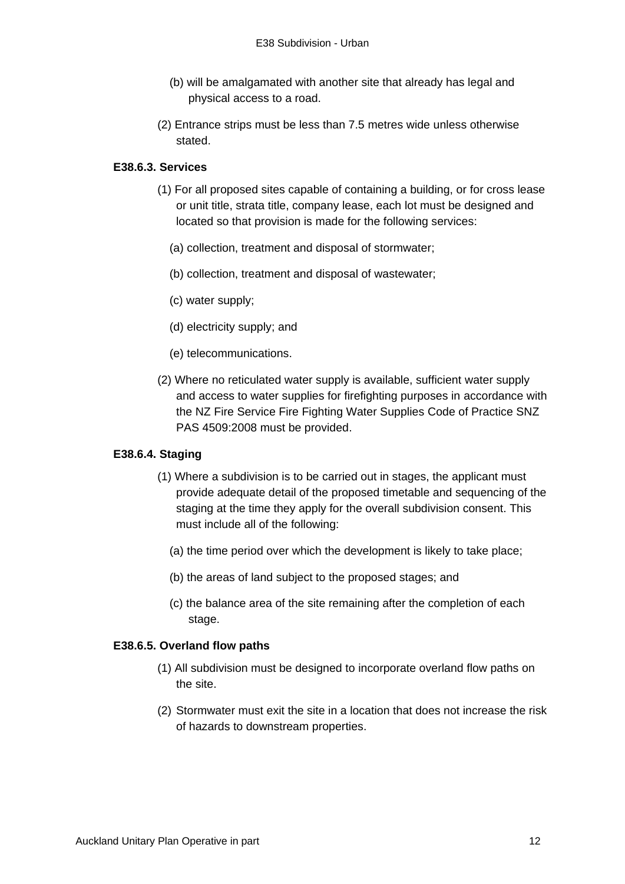(b) will be amalgamated with another site that already has legal and physical access to a road.

(2) Entrance strips must be less than 7.5 metres wide unless otherwise stated.

### E38.6.3. Services

(1) For all proposed sites capable of containing a building, or for cross lease or unit title, strata title, company lease, each lot must be designed and located so that provision is made for the following services:

(a) collection, treatment and disposal of stormwater;

(b) collection, treatment and disposal of wastewater;

(c) water supply;

(d) electricity supply; and

(e) telecommunications.

(2) Where no reticulated water supply is available, sufficient water supply and access to water supplies for firefighting purposes in accordance with the NZ Fire Service Fire Fighting Water Supplies Code of Practice SNZ PAS 4509:2008 must be provided.

### E38.6.4. Staging

(1) Where a subdivision is to be carried out in stages, the applicant must provide adequate detail of the proposed timetable and sequencing of the staging at the time they apply for the overall subdivision consent. This must include all of the following:

(a) the time period over which the development is likely to take place;

(b) the areas of land subject to the proposed stages; and

(c) the balance area of the site remaining after the completion of each stage.

### E38.6.5. Overland flow paths

(1) All subdivision must be designed to incorporate overland flow paths on the site.

(2) Stormwater must exit the site in a location that does not increase the risk of hazards to downstream properties.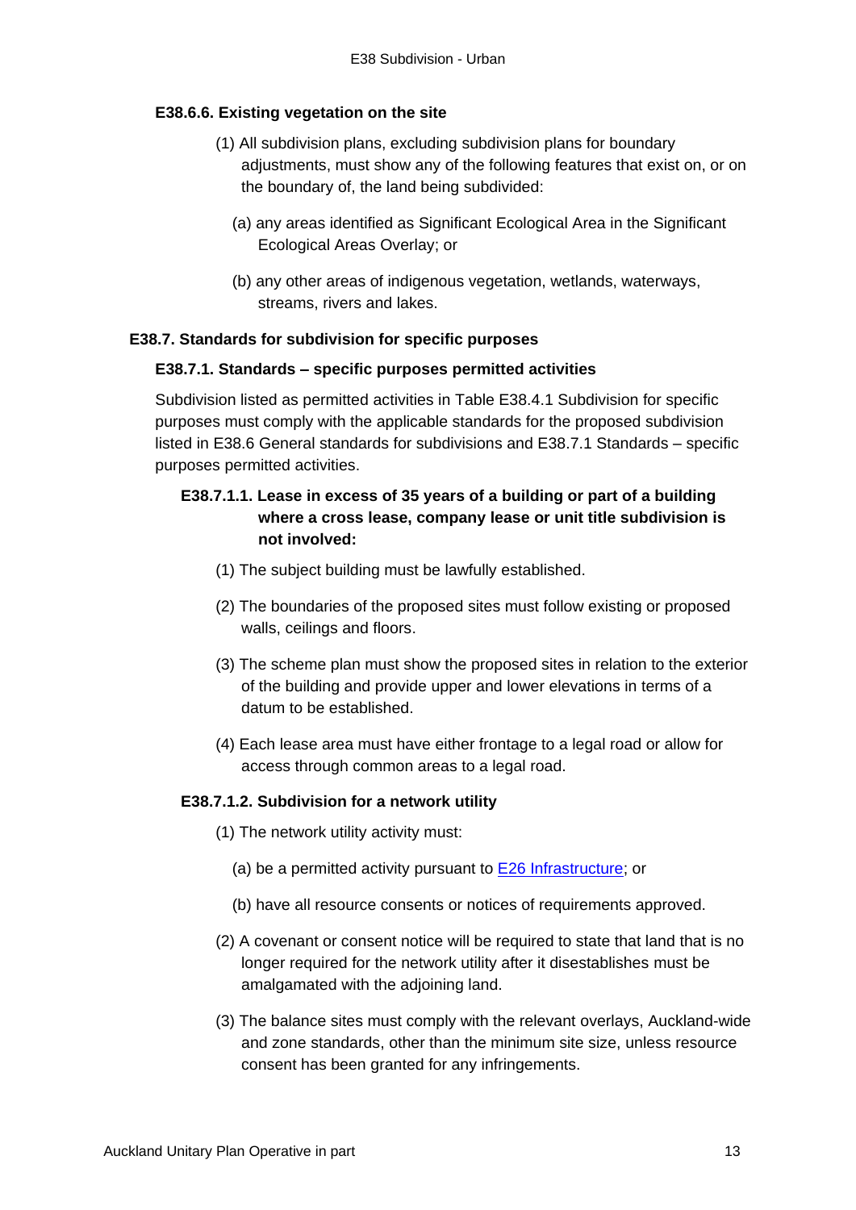#### E38.6.6. Existing vegetation on the site

(1) All subdivision plans, excluding subdivision plans for boundary adjustments, must show any of the following features that exist on, or on the boundary of, the land being subdivided:

(a) any areas identified as Significant Ecological Area in the Significant Ecological Areas Overlay; or

(b) any other areas of indigenous vegetation, wetlands, waterways, streams, rivers and lakes.

### E38.7. Standards for subdivision for specific purposes

#### E38.7.1. Standards – specific purposes permitted activities

Subdivision listed as permitted activities in Table E38.4.1 Subdivision for specific purposes must comply with the applicable standards for the proposed subdivision listed in E38.6 General standards for subdivisions and E38.7.1 Standards – specific purposes permitted activities.

##### E38.7.1.1. Lease in excess of 35 years of a building or part of a building where a cross lease, company lease or unit title subdivision is not involved:

(1) The subject building must be lawfully established.

(2) The boundaries of the proposed sites must follow existing or proposed walls, ceilings and floors.

(3) The scheme plan must show the proposed sites in relation to the exterior of the building and provide upper and lower elevations in terms of a datum to be established.

(4) Each lease area must have either frontage to a legal road or allow for access through common areas to a legal road.

##### E38.7.1.2. Subdivision for a network utility

(1) The network utility activity must:

(a) be a permitted activity pursuant to E26 Infrastructure; or

(b) have all resource consents or notices of requirements approved.

(2) A covenant or consent notice will be required to state that land that is no longer required for the network utility after it disestablishes must be amalgamated with the adjoining land.

(3) The balance sites must comply with the relevant overlays, Auckland-wide and zone standards, other than the minimum site size, unless resource consent has been granted for any infringements.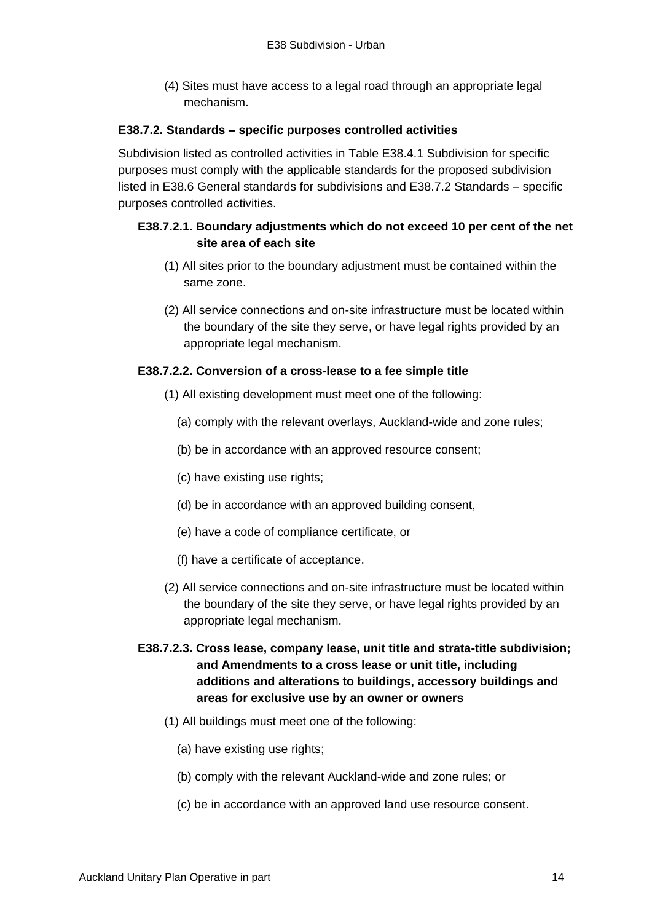(4) Sites must have access to a legal road through an appropriate legal mechanism.

### E38.7.2. Standards – specific purposes controlled activities

Subdivision listed as controlled activities in Table E38.4.1 Subdivision for specific purposes must comply with the applicable standards for the proposed subdivision listed in E38.6 General standards for subdivisions and E38.7.2 Standards – specific purposes controlled activities.

#### E38.7.2.1. Boundary adjustments which do not exceed 10 per cent of the net site area of each site

(1) All sites prior to the boundary adjustment must be contained within the same zone.

(2) All service connections and on-site infrastructure must be located within the boundary of the site they serve, or have legal rights provided by an appropriate legal mechanism.

#### E38.7.2.2. Conversion of a cross-lease to a fee simple title

(1) All existing development must meet one of the following:

(a) comply with the relevant overlays, Auckland-wide and zone rules;

(b) be in accordance with an approved resource consent;

(c) have existing use rights;

(d) be in accordance with an approved building consent,

(e) have a code of compliance certificate, or

(f) have a certificate of acceptance.

(2) All service connections and on-site infrastructure must be located within the boundary of the site they serve, or have legal rights provided by an appropriate legal mechanism.

#### E38.7.2.3. Cross lease, company lease, unit title and strata-title subdivision; and Amendments to a cross lease or unit title, including additions and alterations to buildings, accessory buildings and areas for exclusive use by an owner or owners

(1) All buildings must meet one of the following:

(a) have existing use rights;

(b) comply with the relevant Auckland-wide and zone rules; or

(c) be in accordance with an approved land use resource consent.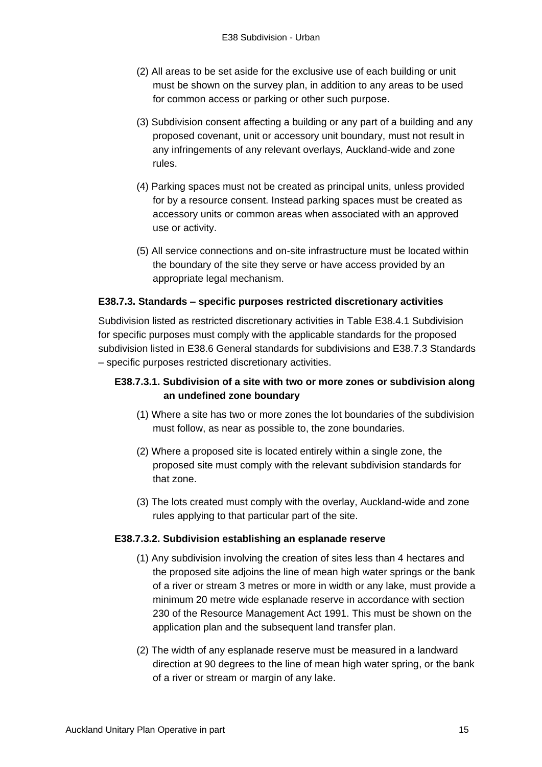(2) All areas to be set aside for the exclusive use of each building or unit must be shown on the survey plan, in addition to any areas to be used for common access or parking or other such purpose.

(3) Subdivision consent affecting a building or any part of a building and any proposed covenant, unit or accessory unit boundary, must not result in any infringements of any relevant overlays, Auckland-wide and zone rules.

(4) Parking spaces must not be created as principal units, unless provided for by a resource consent. Instead parking spaces must be created as accessory units or common areas when associated with an approved use or activity.

(5) All service connections and on-site infrastructure must be located within the boundary of the site they serve or have access provided by an appropriate legal mechanism.

### E38.7.3. Standards – specific purposes restricted discretionary activities

Subdivision listed as restricted discretionary activities in Table E38.4.1 Subdivision for specific purposes must comply with the applicable standards for the proposed subdivision listed in E38.6 General standards for subdivisions and E38.7.3 Standards – specific purposes restricted discretionary activities.

#### E38.7.3.1. Subdivision of a site with two or more zones or subdivision along an undefined zone boundary

(1) Where a site has two or more zones the lot boundaries of the subdivision must follow, as near as possible to, the zone boundaries.

(2) Where a proposed site is located entirely within a single zone, the proposed site must comply with the relevant subdivision standards for that zone.

(3) The lots created must comply with the overlay, Auckland-wide and zone rules applying to that particular part of the site.

#### E38.7.3.2. Subdivision establishing an esplanade reserve

(1) Any subdivision involving the creation of sites less than 4 hectares and the proposed site adjoins the line of mean high water springs or the bank of a river or stream 3 metres or more in width or any lake, must provide a minimum 20 metre wide esplanade reserve in accordance with section 230 of the Resource Management Act 1991. This must be shown on the application plan and the subsequent land transfer plan.

(2) The width of any esplanade reserve must be measured in a landward direction at 90 degrees to the line of mean high water spring, or the bank of a river or stream or margin of any lake.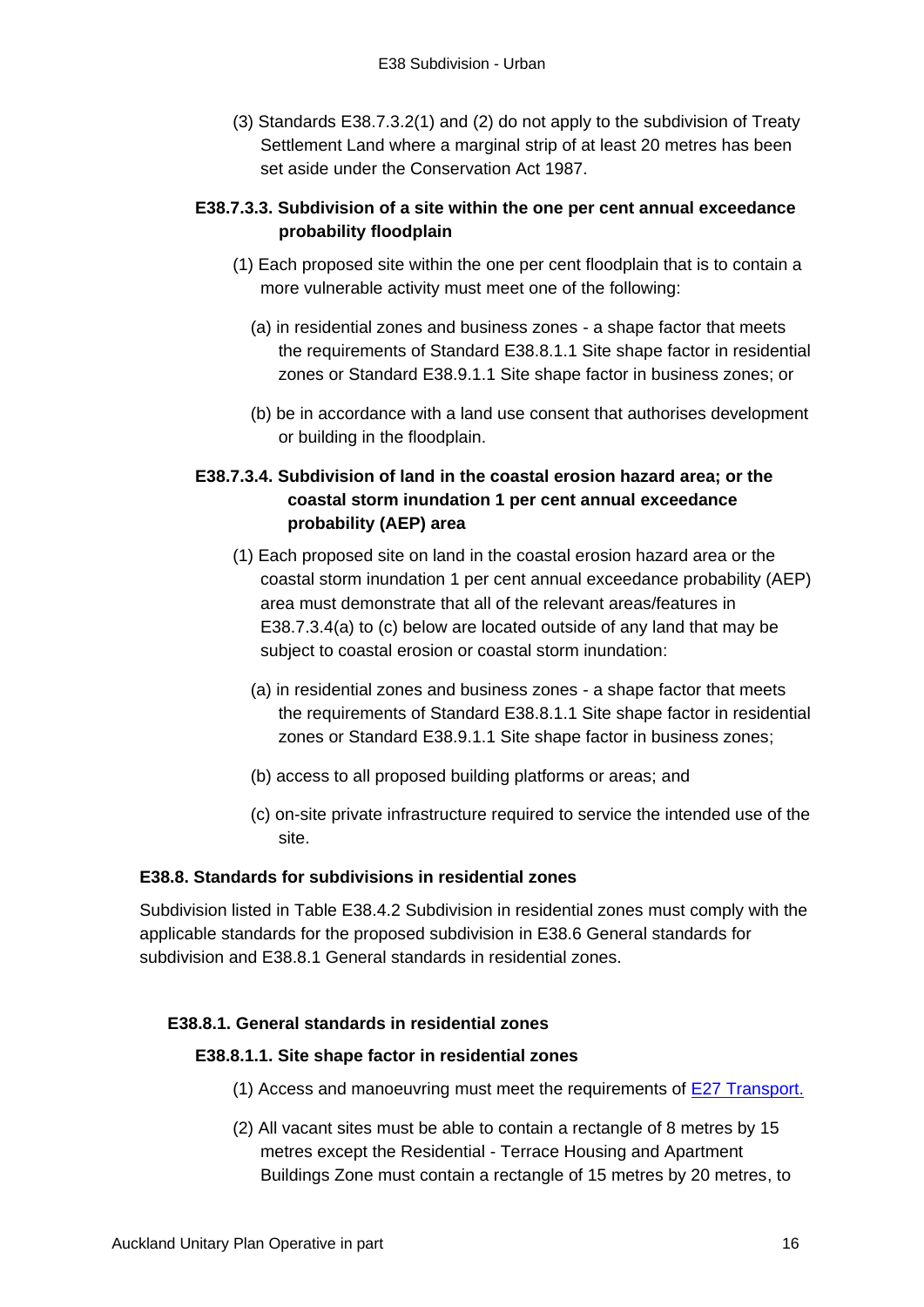(3) Standards E38.7.3.2(1) and (2) do not apply to the subdivision of Treaty Settlement Land where a marginal strip of at least 20 metres has been set aside under the Conservation Act 1987.

#### E38.7.3.3. Subdivision of a site within the one per cent annual exceedance probability floodplain

(1) Each proposed site within the one per cent floodplain that is to contain a more vulnerable activity must meet one of the following:

(a) in residential zones and business zones - a shape factor that meets the requirements of Standard E38.8.1.1 Site shape factor in residential zones or Standard E38.9.1.1 Site shape factor in business zones; or

(b) be in accordance with a land use consent that authorises development or building in the floodplain.

#### E38.7.3.4. Subdivision of land in the coastal erosion hazard area; or the coastal storm inundation 1 per cent annual exceedance probability (AEP) area

(1) Each proposed site on land in the coastal erosion hazard area or the coastal storm inundation 1 per cent annual exceedance probability (AEP) area must demonstrate that all of the relevant areas/features in E38.7.3.4(a) to (c) below are located outside of any land that may be subject to coastal erosion or coastal storm inundation:

(a) in residential zones and business zones - a shape factor that meets the requirements of Standard E38.8.1.1 Site shape factor in residential zones or Standard E38.9.1.1 Site shape factor in business zones;

(b) access to all proposed building platforms or areas; and

(c) on-site private infrastructure required to service the intended use of the site.

## E38.8. Standards for subdivisions in residential zones

Subdivision listed in Table E38.4.2 Subdivision in residential zones must comply with the applicable standards for the proposed subdivision in E38.6 General standards for subdivision and E38.8.1 General standards in residential zones.

### E38.8.1. General standards in residential zones

#### E38.8.1.1. Site shape factor in residential zones

(1) Access and manoeuvring must meet the requirements of E27 Transport.

(2) All vacant sites must be able to contain a rectangle of 8 metres by 15 metres except the Residential - Terrace Housing and Apartment Buildings Zone must contain a rectangle of 15 metres by 20 metres, to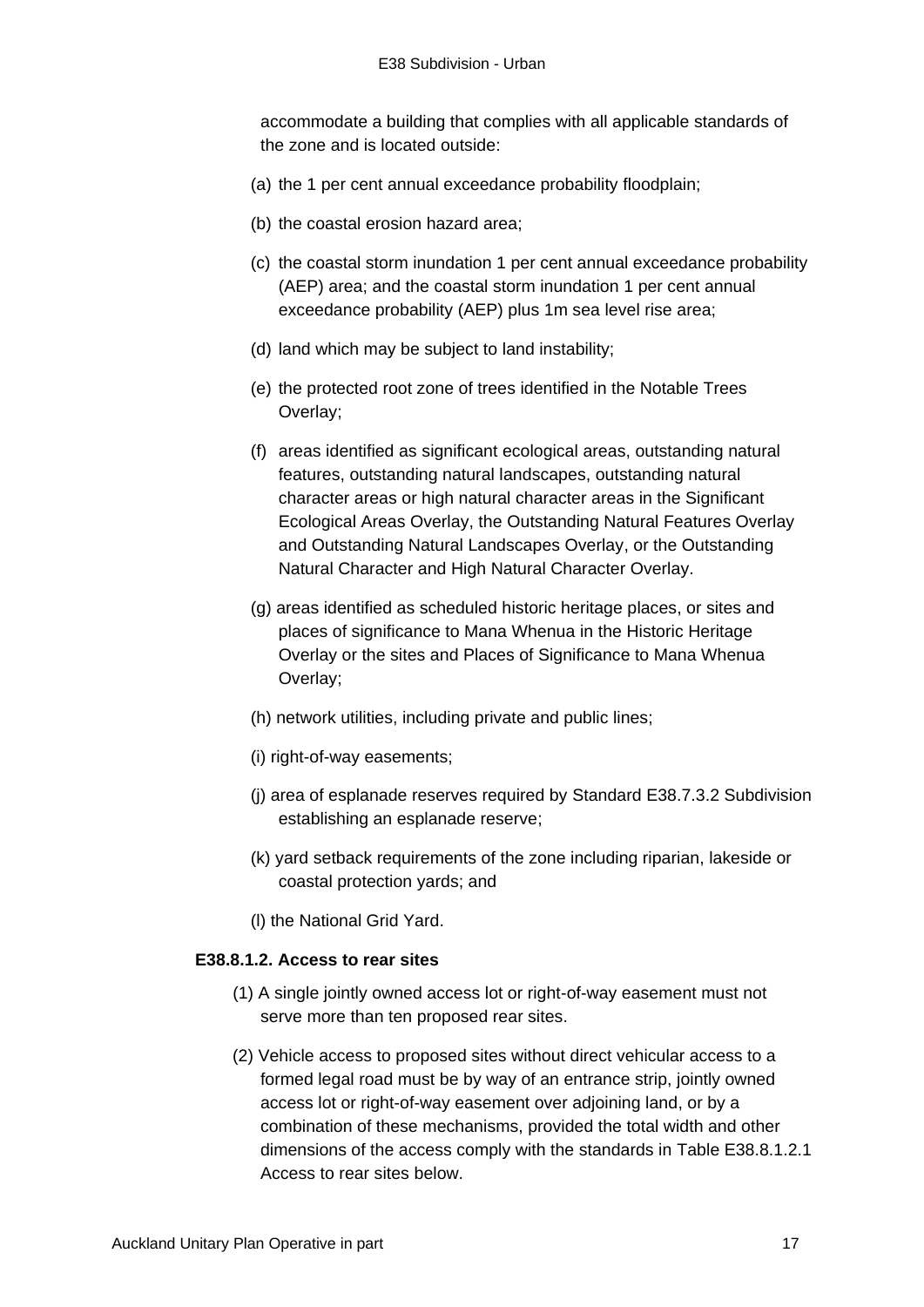accommodate a building that complies with all applicable standards of the zone and is located outside:

(a) the 1 per cent annual exceedance probability floodplain;

(b) the coastal erosion hazard area;

(c) the coastal storm inundation 1 per cent annual exceedance probability (AEP) area; and the coastal storm inundation 1 per cent annual exceedance probability (AEP) plus 1m sea level rise area;

(d) land which may be subject to land instability;

(e) the protected root zone of trees identified in the Notable Trees Overlay;

(f) areas identified as significant ecological areas, outstanding natural features, outstanding natural landscapes, outstanding natural character areas or high natural character areas in the Significant Ecological Areas Overlay, the Outstanding Natural Features Overlay and Outstanding Natural Landscapes Overlay, or the Outstanding Natural Character and High Natural Character Overlay.

(g) areas identified as scheduled historic heritage places, or sites and places of significance to Mana Whenua in the Historic Heritage Overlay or the sites and Places of Significance to Mana Whenua Overlay;

(h) network utilities, including private and public lines;

(i) right-of-way easements;

(j) area of esplanade reserves required by Standard E38.7.3.2 Subdivision establishing an esplanade reserve;

(k) yard setback requirements of the zone including riparian, lakeside or coastal protection yards; and

(l) the National Grid Yard.

#### E38.8.1.2. Access to rear sites

(1) A single jointly owned access lot or right-of-way easement must not serve more than ten proposed rear sites.

(2) Vehicle access to proposed sites without direct vehicular access to a formed legal road must be by way of an entrance strip, jointly owned access lot or right-of-way easement over adjoining land, or by a combination of these mechanisms, provided the total width and other dimensions of the access comply with the standards in Table E38.8.1.2.1 Access to rear sites below.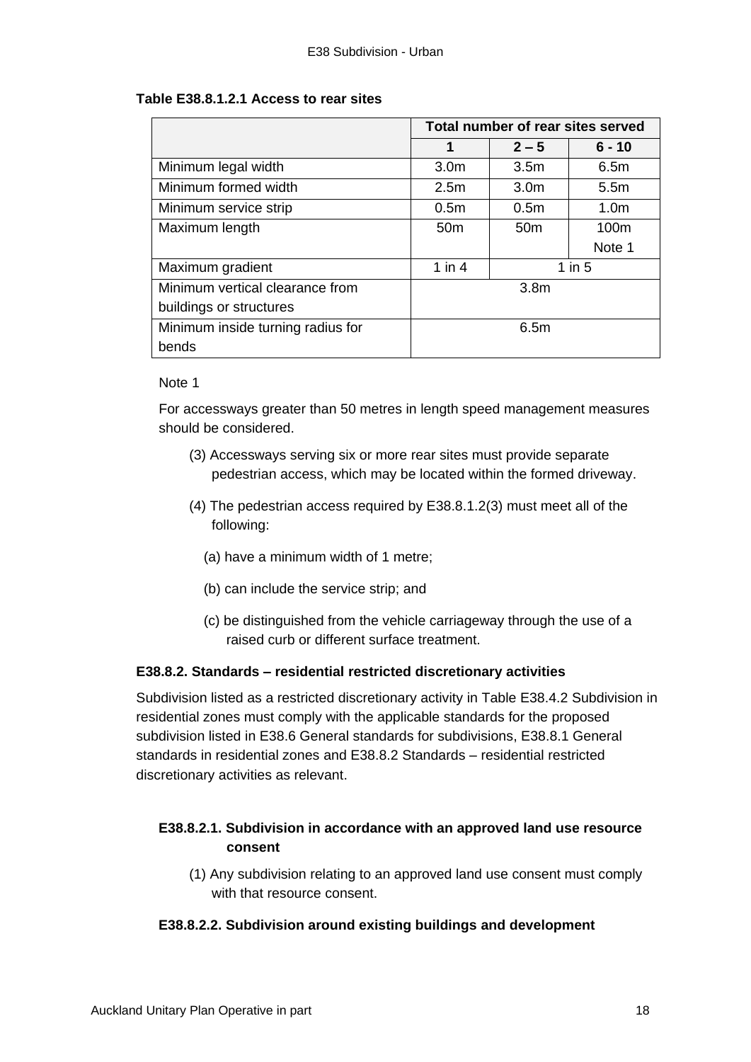**Table E38.8.1.2.1 Access to rear sites**

| | Total number of rear sites served | | |
|---|---|---|---|
| | **1** | **2 – 5** | **6 - 10** |
| Minimum legal width | 3.0m | 3.5m | 6.5m |
| Minimum formed width | 2.5m | 3.0m | 5.5m |
| Minimum service strip | 0.5m | 0.5m | 1.0m |
| Maximum length | 50m | 50m | 100m Note 1 |
| Maximum gradient | 1 in 4 | 1 in 5 | |
| Minimum vertical clearance from buildings or structures | 3.8m | | |
| Minimum inside turning radius for bends | 6.5m | | |

Note 1

For accessways greater than 50 metres in length speed management measures should be considered.

(3) Accessways serving six or more rear sites must provide separate pedestrian access, which may be located within the formed driveway.

(4) The pedestrian access required by E38.8.1.2(3) must meet all of the following:

(a) have a minimum width of 1 metre;

(b) can include the service strip; and

(c) be distinguished from the vehicle carriageway through the use of a raised curb or different surface treatment.

### E38.8.2. Standards – residential restricted discretionary activities

Subdivision listed as a restricted discretionary activity in Table E38.4.2 Subdivision in residential zones must comply with the applicable standards for the proposed subdivision listed in E38.6 General standards for subdivisions, E38.8.1 General standards in residential zones and E38.8.2 Standards – residential restricted discretionary activities as relevant.

#### E38.8.2.1. Subdivision in accordance with an approved land use resource consent

(1) Any subdivision relating to an approved land use consent must comply with that resource consent.

#### E38.8.2.2. Subdivision around existing buildings and development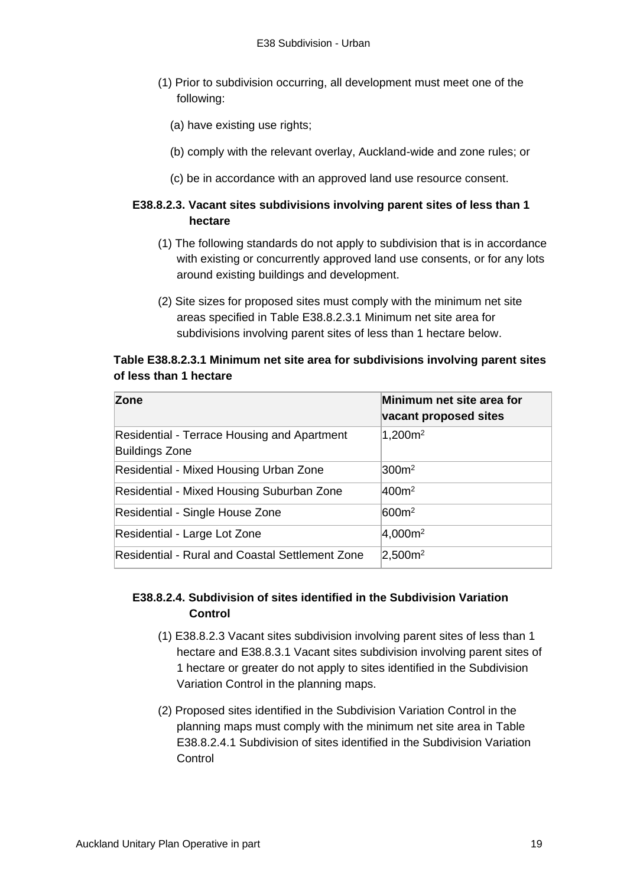(1) Prior to subdivision occurring, all development must meet one of the following:

(a) have existing use rights;

(b) comply with the relevant overlay, Auckland-wide and zone rules; or

(c) be in accordance with an approved land use resource consent.

### E38.8.2.3. Vacant sites subdivisions involving parent sites of less than 1 hectare

(1) The following standards do not apply to subdivision that is in accordance with existing or concurrently approved land use consents, or for any lots around existing buildings and development.

(2) Site sizes for proposed sites must comply with the minimum net site areas specified in Table E38.8.2.3.1 Minimum net site area for subdivisions involving parent sites of less than 1 hectare below.

**Table E38.8.2.3.1 Minimum net site area for subdivisions involving parent sites of less than 1 hectare**

| Zone | Minimum net site area for vacant proposed sites |
|---|---|
| Residential - Terrace Housing and Apartment Buildings Zone | 1,200m$^2$ |
| Residential - Mixed Housing Urban Zone | 300m$^2$ |
| Residential - Mixed Housing Suburban Zone | 400m$^2$ |
| Residential - Single House Zone | 600m$^2$ |
| Residential - Large Lot Zone | 4,000m$^2$ |
| Residential - Rural and Coastal Settlement Zone | 2,500m$^2$ |

### E38.8.2.4. Subdivision of sites identified in the Subdivision Variation Control

(1) E38.8.2.3 Vacant sites subdivision involving parent sites of less than 1 hectare and E38.8.3.1 Vacant sites subdivision involving parent sites of 1 hectare or greater do not apply to sites identified in the Subdivision Variation Control in the planning maps.

(2) Proposed sites identified in the Subdivision Variation Control in the planning maps must comply with the minimum net site area in Table E38.8.2.4.1 Subdivision of sites identified in the Subdivision Variation Control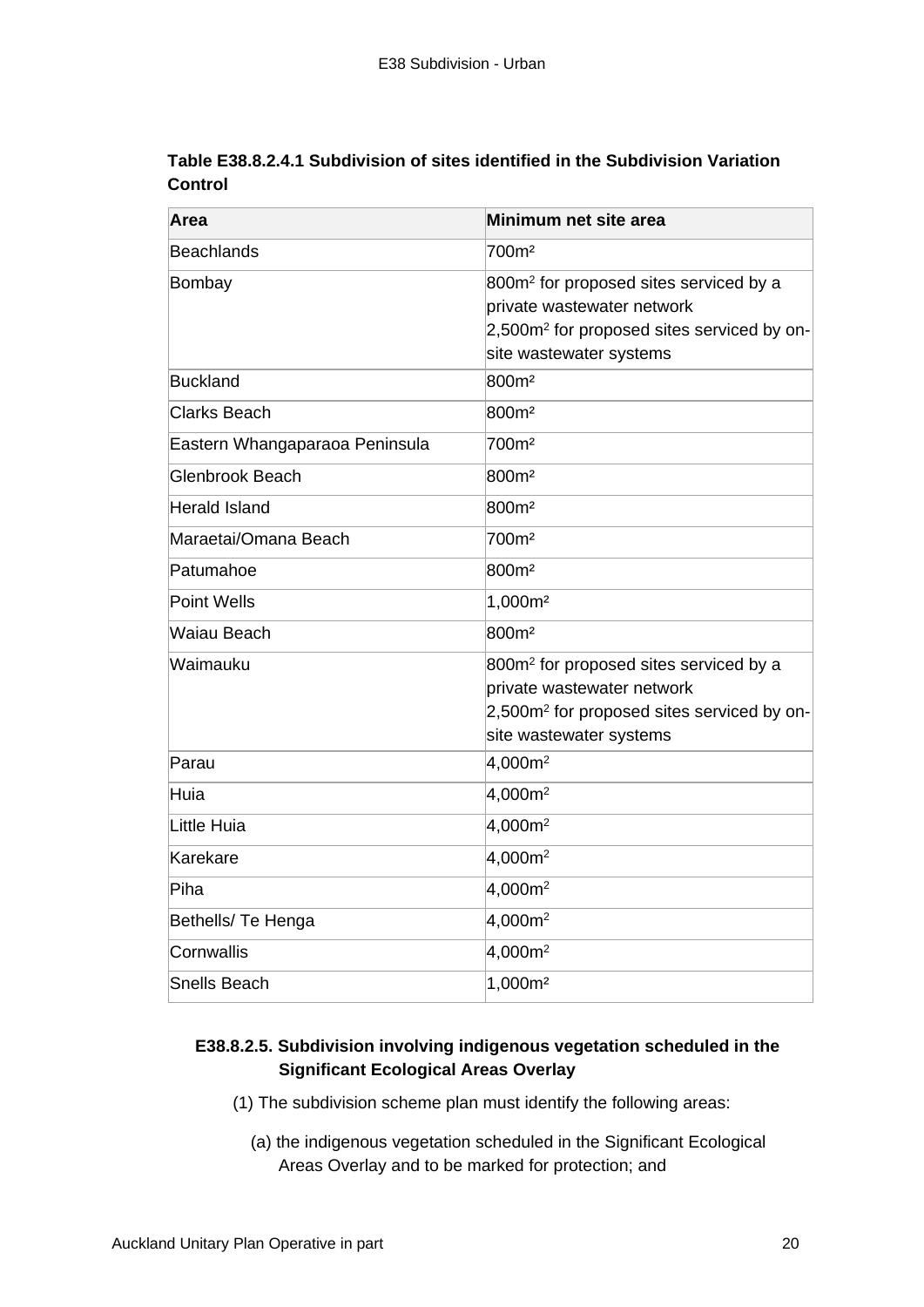**Table E38.8.2.4.1 Subdivision of sites identified in the Subdivision Variation Control**

| Area | Minimum net site area |
| --- | --- |
| Beachlands | 700m² |
| Bombay | 800m² for proposed sites serviced by a private wastewater network<br>2,500m² for proposed sites serviced by on-site wastewater systems |
| Buckland | 800m² |
| Clarks Beach | 800m² |
| Eastern Whangaparaoa Peninsula | 700m² |
| Glenbrook Beach | 800m² |
| Herald Island | 800m² |
| Maraetai/Omana Beach | 700m² |
| Patumahoe | 800m² |
| Point Wells | 1,000m² |
| Waiau Beach | 800m² |
| Waimauku | 800m² for proposed sites serviced by a private wastewater network<br>2,500m² for proposed sites serviced by on-site wastewater systems |
| Parau | 4,000m² |
| Huia | 4,000m² |
| Little Huia | 4,000m² |
| Karekare | 4,000m² |
| Piha | 4,000m² |
| Bethells/ Te Henga | 4,000m² |
| Cornwallis | 4,000m² |
| Snells Beach | 1,000m² |

### E38.8.2.5. Subdivision involving indigenous vegetation scheduled in the Significant Ecological Areas Overlay

(1) The subdivision scheme plan must identify the following areas:

(a) the indigenous vegetation scheduled in the Significant Ecological Areas Overlay and to be marked for protection; and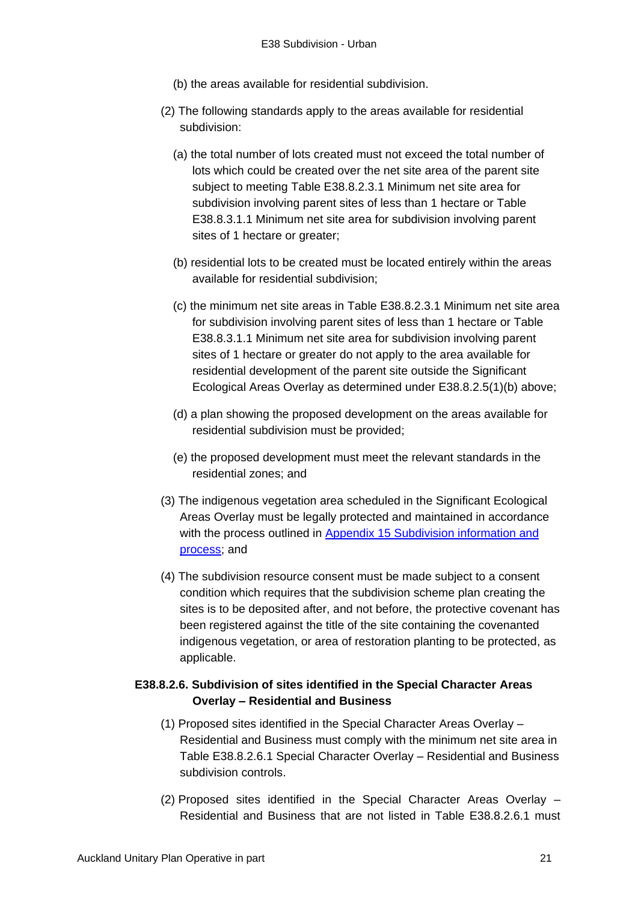(b) the areas available for residential subdivision.

(2) The following standards apply to the areas available for residential subdivision:

(a) the total number of lots created must not exceed the total number of lots which could be created over the net site area of the parent site subject to meeting Table E38.8.2.3.1 Minimum net site area for subdivision involving parent sites of less than 1 hectare or Table E38.8.3.1.1 Minimum net site area for subdivision involving parent sites of 1 hectare or greater;

(b) residential lots to be created must be located entirely within the areas available for residential subdivision;

(c) the minimum net site areas in Table E38.8.2.3.1 Minimum net site area for subdivision involving parent sites of less than 1 hectare or Table E38.8.3.1.1 Minimum net site area for subdivision involving parent sites of 1 hectare or greater do not apply to the area available for residential development of the parent site outside the Significant Ecological Areas Overlay as determined under E38.8.2.5(1)(b) above;

(d) a plan showing the proposed development on the areas available for residential subdivision must be provided;

(e) the proposed development must meet the relevant standards in the residential zones; and

(3) The indigenous vegetation area scheduled in the Significant Ecological Areas Overlay must be legally protected and maintained in accordance with the process outlined in [Appendix 15 Subdivision information and process](); and

(4) The subdivision resource consent must be made subject to a consent condition which requires that the subdivision scheme plan creating the sites is to be deposited after, and not before, the protective covenant has been registered against the title of the site containing the covenanted indigenous vegetation, or area of restoration planting to be protected, as applicable.

#### E38.8.2.6. Subdivision of sites identified in the Special Character Areas Overlay – Residential and Business

(1) Proposed sites identified in the Special Character Areas Overlay – Residential and Business must comply with the minimum net site area in Table E38.8.2.6.1 Special Character Overlay – Residential and Business subdivision controls.

(2) Proposed sites identified in the Special Character Areas Overlay – Residential and Business that are not listed in Table E38.8.2.6.1 must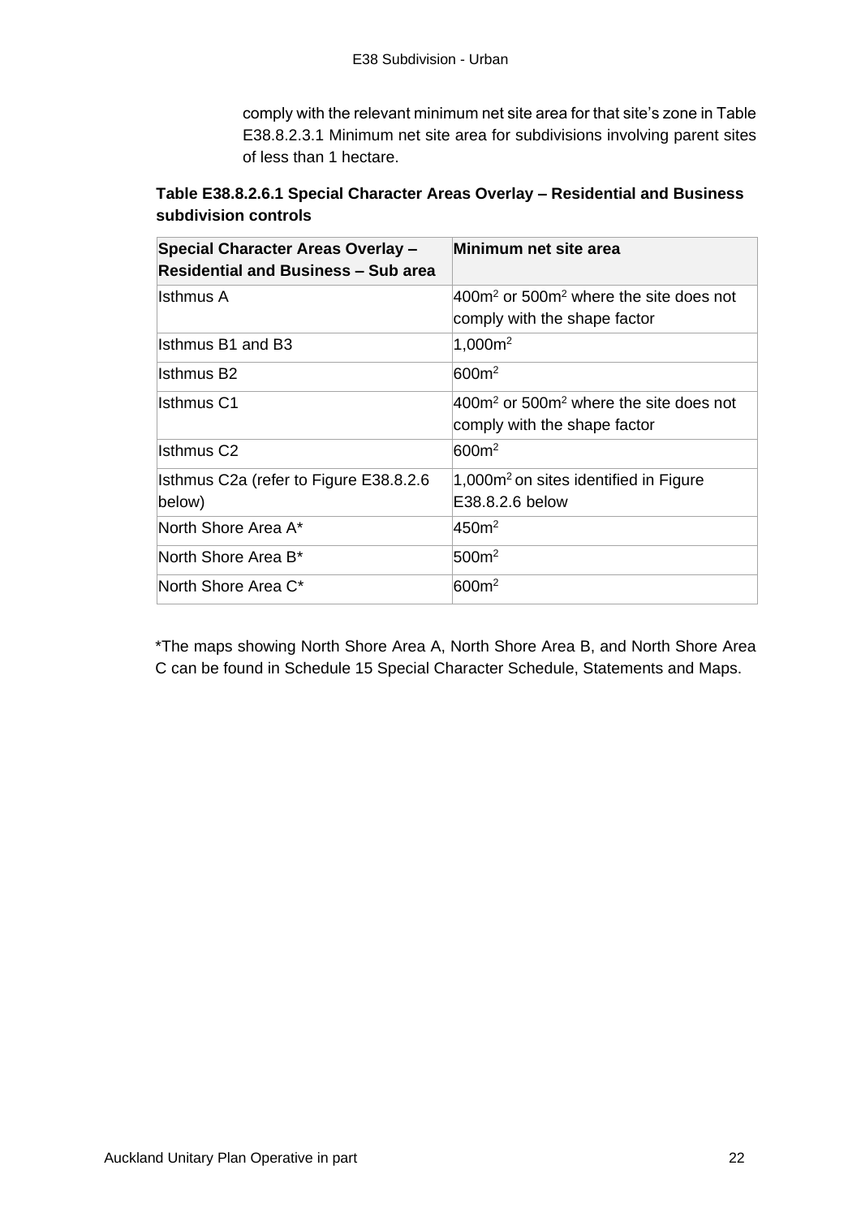comply with the relevant minimum net site area for that site's zone in Table E38.8.2.3.1 Minimum net site area for subdivisions involving parent sites of less than 1 hectare.

**Table E38.8.2.6.1 Special Character Areas Overlay – Residential and Business subdivision controls**

| Special Character Areas Overlay – Residential and Business – Sub area | Minimum net site area |
| --- | --- |
| Isthmus A | $400m^2$ or $500m^2$ where the site does not comply with the shape factor |
| Isthmus B1 and B3 | $1,000m^2$ |
| Isthmus B2 | $600m^2$ |
| Isthmus C1 | $400m^2$ or $500m^2$ where the site does not comply with the shape factor |
| Isthmus C2 | $600m^2$ |
| Isthmus C2a (refer to Figure E38.8.2.6 below) | $1,000m^2$ on sites identified in Figure E38.8.2.6 below |
| North Shore Area A* | $450m^2$ |
| North Shore Area B* | $500m^2$ |
| North Shore Area C* | $600m^2$ |

*The maps showing North Shore Area A, North Shore Area B, and North Shore Area C can be found in Schedule 15 Special Character Schedule, Statements and Maps.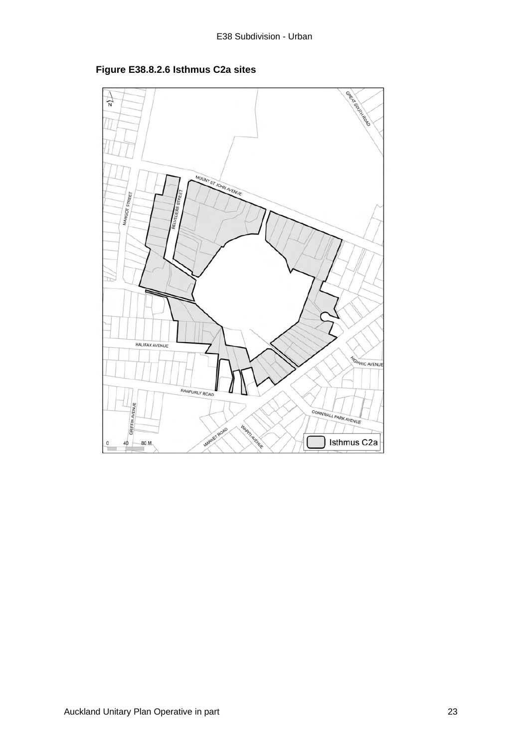**Figure E38.8.2.6 Isthmus C2a sites**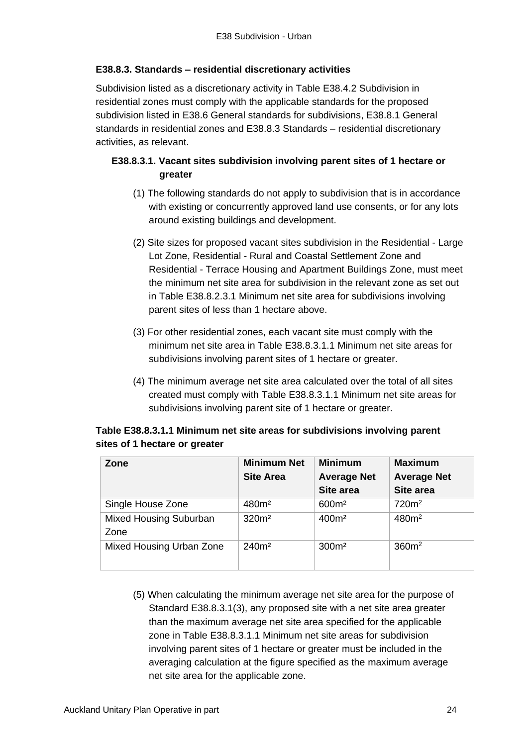### E38.8.3. Standards – residential discretionary activities

Subdivision listed as a discretionary activity in Table E38.4.2 Subdivision in residential zones must comply with the applicable standards for the proposed subdivision listed in E38.6 General standards for subdivisions, E38.8.1 General standards in residential zones and E38.8.3 Standards – residential discretionary activities, as relevant.

#### E38.8.3.1. Vacant sites subdivision involving parent sites of 1 hectare or greater

(1) The following standards do not apply to subdivision that is in accordance with existing or concurrently approved land use consents, or for any lots around existing buildings and development.

(2) Site sizes for proposed vacant sites subdivision in the Residential - Large Lot Zone, Residential - Rural and Coastal Settlement Zone and Residential - Terrace Housing and Apartment Buildings Zone, must meet the minimum net site area for subdivision in the relevant zone as set out in Table E38.8.2.3.1 Minimum net site area for subdivisions involving parent sites of less than 1 hectare above.

(3) For other residential zones, each vacant site must comply with the minimum net site area in Table E38.8.3.1.1 Minimum net site areas for subdivisions involving parent sites of 1 hectare or greater.

(4) The minimum average net site area calculated over the total of all sites created must comply with Table E38.8.3.1.1 Minimum net site areas for subdivisions involving parent site of 1 hectare or greater.

**Table E38.8.3.1.1 Minimum net site areas for subdivisions involving parent sites of 1 hectare or greater**

| Zone | Minimum Net Site Area | Minimum Average Net Site area | Maximum Average Net Site area |
|---|---|---|---|
| Single House Zone | 480m² | 600m² | 720m² |
| Mixed Housing Suburban Zone | 320m² | 400m² | 480m² |
| Mixed Housing Urban Zone | 240m² | 300m² | 360m² |

(5) When calculating the minimum average net site area for the purpose of Standard E38.8.3.1(3), any proposed site with a net site area greater than the maximum average net site area specified for the applicable zone in Table E38.8.3.1.1 Minimum net site areas for subdivision involving parent sites of 1 hectare or greater must be included in the averaging calculation at the figure specified as the maximum average net site area for the applicable zone.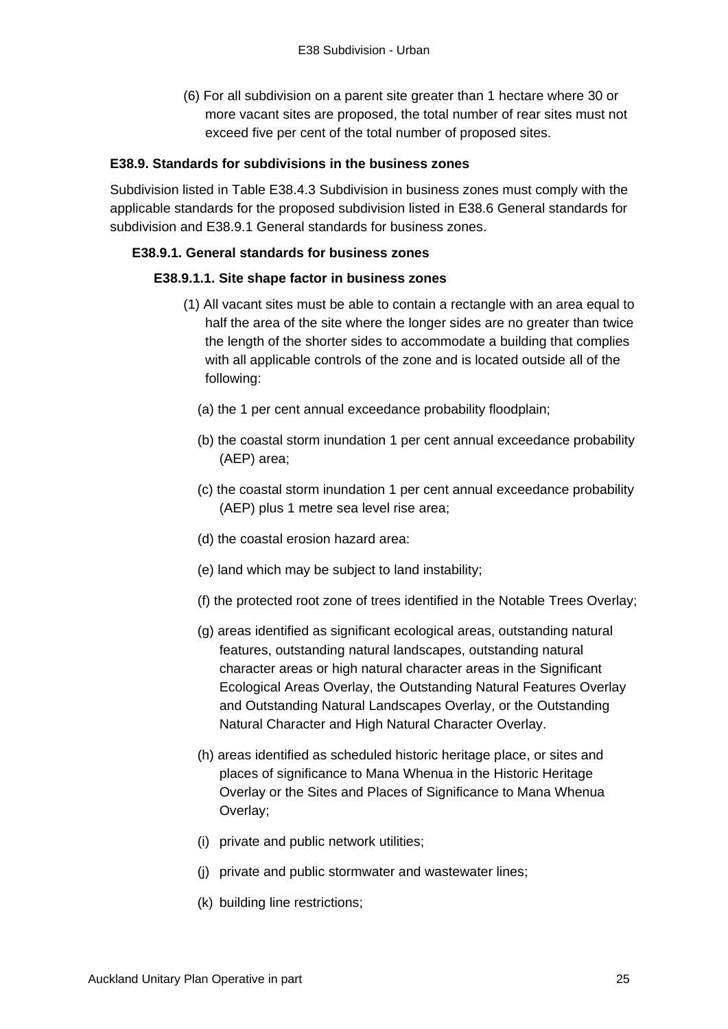(6) For all subdivision on a parent site greater than 1 hectare where 30 or more vacant sites are proposed, the total number of rear sites must not exceed five per cent of the total number of proposed sites.

### E38.9. Standards for subdivisions in the business zones

Subdivision listed in Table E38.4.3 Subdivision in business zones must comply with the applicable standards for the proposed subdivision listed in E38.6 General standards for subdivision and E38.9.1 General standards for business zones.

#### E38.9.1. General standards for business zones

##### E38.9.1.1. Site shape factor in business zones

(1) All vacant sites must be able to contain a rectangle with an area equal to half the area of the site where the longer sides are no greater than twice the length of the shorter sides to accommodate a building that complies with all applicable controls of the zone and is located outside all of the following:

(a) the 1 per cent annual exceedance probability floodplain;

(b) the coastal storm inundation 1 per cent annual exceedance probability (AEP) area;

(c) the coastal storm inundation 1 per cent annual exceedance probability (AEP) plus 1 metre sea level rise area;

(d) the coastal erosion hazard area:

(e) land which may be subject to land instability;

(f) the protected root zone of trees identified in the Notable Trees Overlay;

(g) areas identified as significant ecological areas, outstanding natural features, outstanding natural landscapes, outstanding natural character areas or high natural character areas in the Significant Ecological Areas Overlay, the Outstanding Natural Features Overlay and Outstanding Natural Landscapes Overlay, or the Outstanding Natural Character and High Natural Character Overlay.

(h) areas identified as scheduled historic heritage place, or sites and places of significance to Mana Whenua in the Historic Heritage Overlay or the Sites and Places of Significance to Mana Whenua Overlay;

(i) private and public network utilities;

(j) private and public stormwater and wastewater lines;

(k) building line restrictions;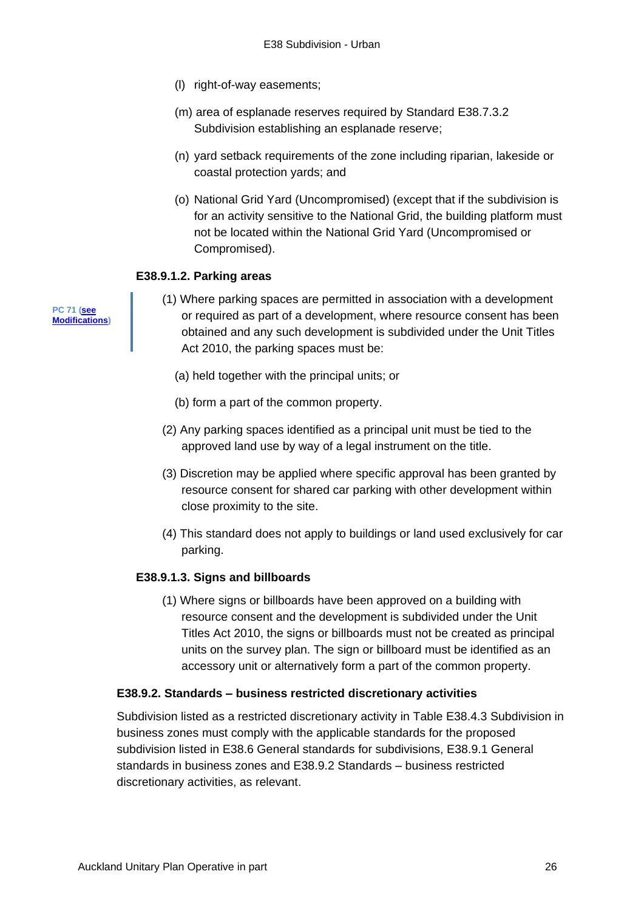(l) right-of-way easements;

(m) area of esplanade reserves required by Standard E38.7.3.2 Subdivision establishing an esplanade reserve;

(n) yard setback requirements of the zone including riparian, lakeside or coastal protection yards; and

(o) National Grid Yard (Uncompromised) (except that if the subdivision is for an activity sensitive to the National Grid, the building platform must not be located within the National Grid Yard (Uncompromised or Compromised).

#### E38.9.1.2. Parking areas

PC 71 (see Modifications)

(1) Where parking spaces are permitted in association with a development or required as part of a development, where resource consent has been obtained and any such development is subdivided under the Unit Titles Act 2010, the parking spaces must be:

(a) held together with the principal units; or

(b) form a part of the common property.

(2) Any parking spaces identified as a principal unit must be tied to the approved land use by way of a legal instrument on the title.

(3) Discretion may be applied where specific approval has been granted by resource consent for shared car parking with other development within close proximity to the site.

(4) This standard does not apply to buildings or land used exclusively for car parking.

#### E38.9.1.3. Signs and billboards

(1) Where signs or billboards have been approved on a building with resource consent and the development is subdivided under the Unit Titles Act 2010, the signs or billboards must not be created as principal units on the survey plan. The sign or billboard must be identified as an accessory unit or alternatively form a part of the common property.

### E38.9.2. Standards – business restricted discretionary activities

Subdivision listed as a restricted discretionary activity in Table E38.4.3 Subdivision in business zones must comply with the applicable standards for the proposed subdivision listed in E38.6 General standards for subdivisions, E38.9.1 General standards in business zones and E38.9.2 Standards – business restricted discretionary activities, as relevant.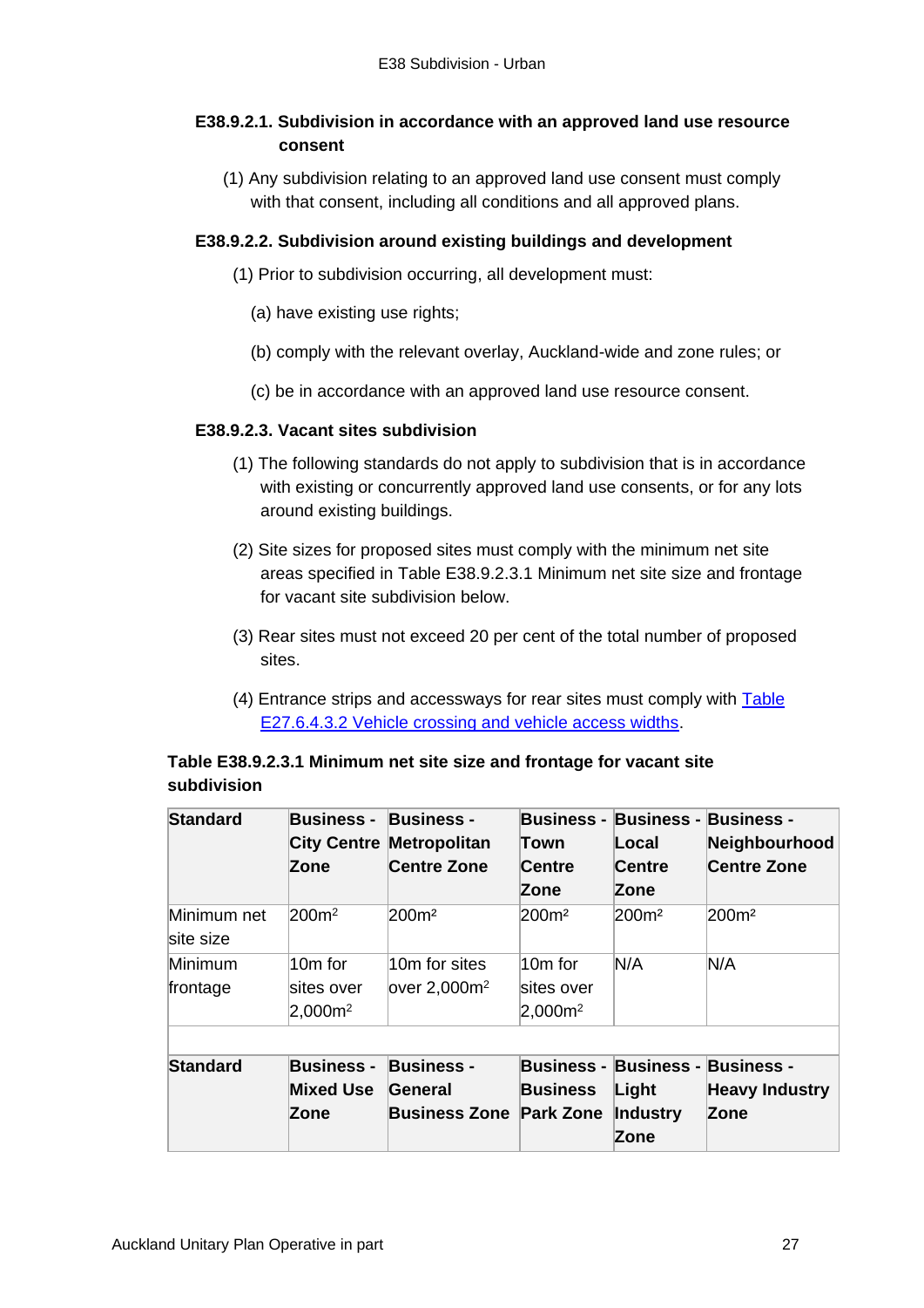#### E38.9.2.1. Subdivision in accordance with an approved land use resource consent

(1) Any subdivision relating to an approved land use consent must comply with that consent, including all conditions and all approved plans.

#### E38.9.2.2. Subdivision around existing buildings and development

(1) Prior to subdivision occurring, all development must:

(a) have existing use rights;

(b) comply with the relevant overlay, Auckland-wide and zone rules; or

(c) be in accordance with an approved land use resource consent.

#### E38.9.2.3. Vacant sites subdivision

(1) The following standards do not apply to subdivision that is in accordance with existing or concurrently approved land use consents, or for any lots around existing buildings.

(2) Site sizes for proposed sites must comply with the minimum net site areas specified in Table E38.9.2.3.1 Minimum net site size and frontage for vacant site subdivision below.

(3) Rear sites must not exceed 20 per cent of the total number of proposed sites.

(4) Entrance strips and accessways for rear sites must comply with [Table E27.6.4.3.2 Vehicle crossing and vehicle access widths](#).

**Table E38.9.2.3.1 Minimum net site size and frontage for vacant site subdivision**

| Standard | Business - City Centre Zone | Business - Metropolitan Centre Zone | Business - Town Centre Zone | Business - Local Centre Zone | Business - Neighbourhood Centre Zone |
|---|---|---|---|---|---|
| Minimum net site size | 200m² | 200m² | 200m² | 200m² | 200m² |
| Minimum frontage | 10m for sites over 2,000m² | 10m for sites over 2,000m² | 10m for sites over 2,000m² | N/A | N/A |
| | | | | | |
| **Standard** | **Business - Mixed Use Zone** | **Business - General Business Zone** | **Business - Business Park Zone** | **Business - Light Industry Zone** | **Business - Heavy Industry Zone** |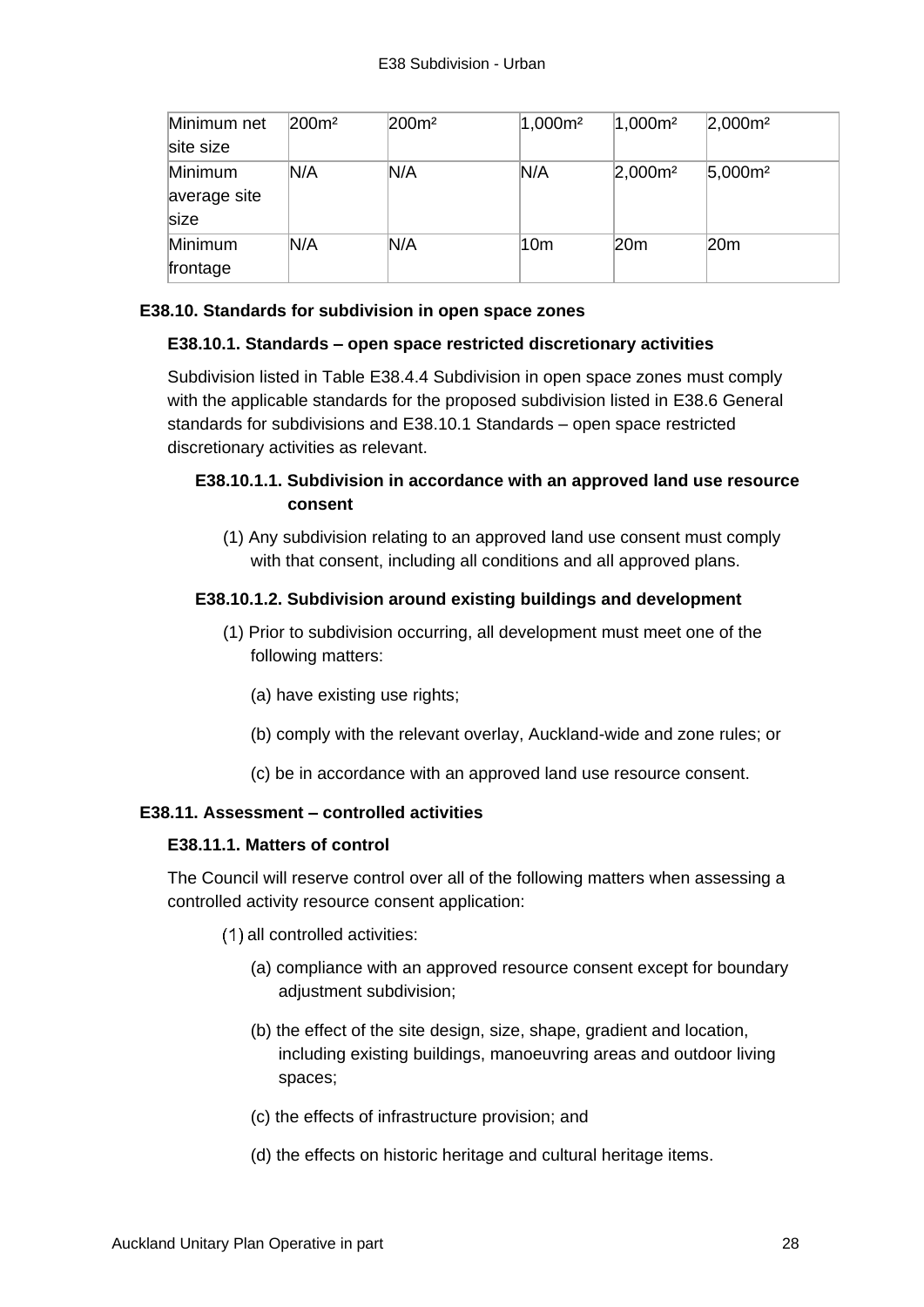| Minimum net site size | 200m² | 200m² | 1,000m² | 1,000m² | 2,000m² |
|---|---|---|---|---|---|
| Minimum average site size | N/A | N/A | N/A | 2,000m² | 5,000m² |
| Minimum frontage | N/A | N/A | 10m | 20m | 20m |

### E38.10. Standards for subdivision in open space zones

#### E38.10.1. Standards – open space restricted discretionary activities

Subdivision listed in Table E38.4.4 Subdivision in open space zones must comply with the applicable standards for the proposed subdivision listed in E38.6 General standards for subdivisions and E38.10.1 Standards – open space restricted discretionary activities as relevant.

##### E38.10.1.1. Subdivision in accordance with an approved land use resource consent

(1) Any subdivision relating to an approved land use consent must comply with that consent, including all conditions and all approved plans.

##### E38.10.1.2. Subdivision around existing buildings and development

(1) Prior to subdivision occurring, all development must meet one of the following matters:

(a) have existing use rights;

(b) comply with the relevant overlay, Auckland-wide and zone rules; or

(c) be in accordance with an approved land use resource consent.

### E38.11. Assessment – controlled activities

#### E38.11.1. Matters of control

The Council will reserve control over all of the following matters when assessing a controlled activity resource consent application:

(1) all controlled activities:

(a) compliance with an approved resource consent except for boundary adjustment subdivision;

(b) the effect of the site design, size, shape, gradient and location, including existing buildings, manoeuvring areas and outdoor living spaces;

(c) the effects of infrastructure provision; and

(d) the effects on historic heritage and cultural heritage items.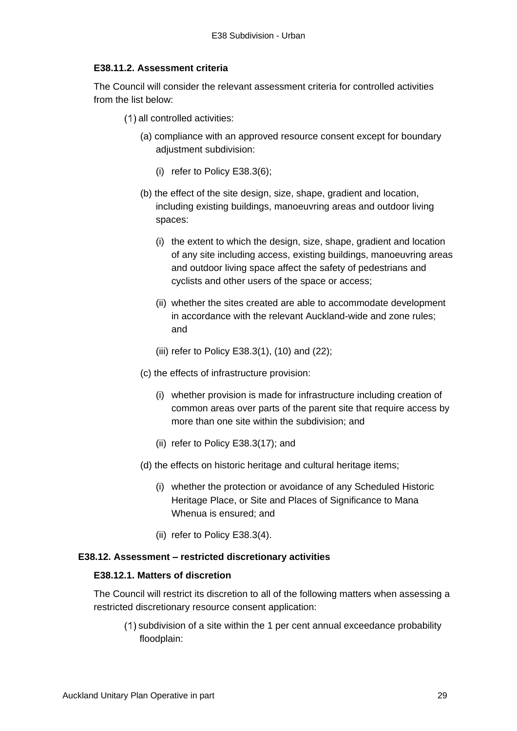#### E38.11.2. Assessment criteria

The Council will consider the relevant assessment criteria for controlled activities from the list below:

(1) all controlled activities:

(a) compliance with an approved resource consent except for boundary adjustment subdivision:

(i) refer to Policy E38.3(6);

(b) the effect of the site design, size, shape, gradient and location, including existing buildings, manoeuvring areas and outdoor living spaces:

(i) the extent to which the design, size, shape, gradient and location of any site including access, existing buildings, manoeuvring areas and outdoor living space affect the safety of pedestrians and cyclists and other users of the space or access;

(ii) whether the sites created are able to accommodate development in accordance with the relevant Auckland-wide and zone rules; and

(iii) refer to Policy E38.3(1), (10) and (22);

(c) the effects of infrastructure provision:

(i) whether provision is made for infrastructure including creation of common areas over parts of the parent site that require access by more than one site within the subdivision; and

(ii) refer to Policy E38.3(17); and

(d) the effects on historic heritage and cultural heritage items;

(i) whether the protection or avoidance of any Scheduled Historic Heritage Place, or Site and Places of Significance to Mana Whenua is ensured; and

(ii) refer to Policy E38.3(4).

### E38.12. Assessment – restricted discretionary activities

#### E38.12.1. Matters of discretion

The Council will restrict its discretion to all of the following matters when assessing a restricted discretionary resource consent application:

(1) subdivision of a site within the 1 per cent annual exceedance probability floodplain: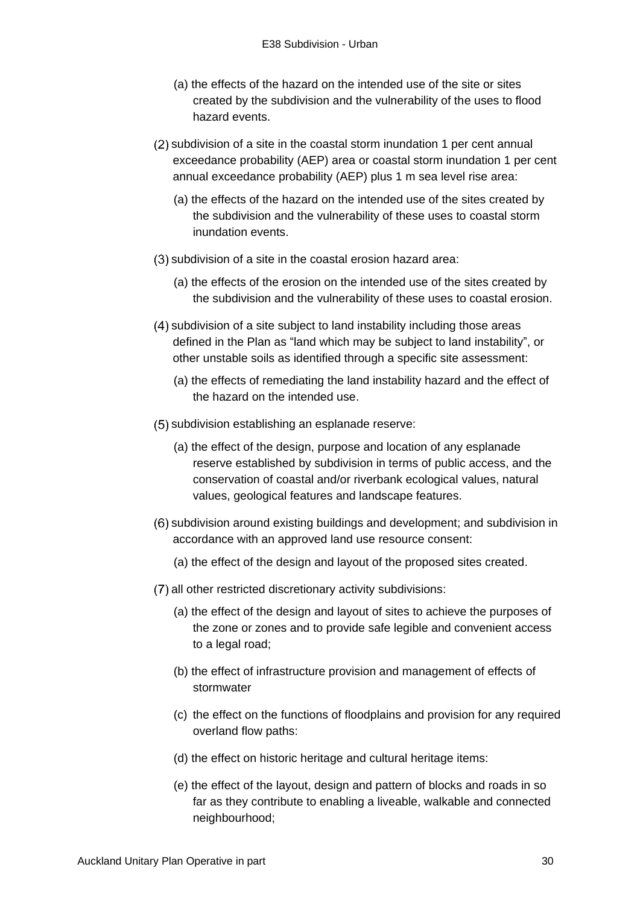(a) the effects of the hazard on the intended use of the site or sites created by the subdivision and the vulnerability of the uses to flood hazard events.

(2) subdivision of a site in the coastal storm inundation 1 per cent annual exceedance probability (AEP) area or coastal storm inundation 1 per cent annual exceedance probability (AEP) plus 1 m sea level rise area:

(a) the effects of the hazard on the intended use of the sites created by the subdivision and the vulnerability of these uses to coastal storm inundation events.

(3) subdivision of a site in the coastal erosion hazard area:

(a) the effects of the erosion on the intended use of the sites created by the subdivision and the vulnerability of these uses to coastal erosion.

(4) subdivision of a site subject to land instability including those areas defined in the Plan as "land which may be subject to land instability", or other unstable soils as identified through a specific site assessment:

(a) the effects of remediating the land instability hazard and the effect of the hazard on the intended use.

(5) subdivision establishing an esplanade reserve:

(a) the effect of the design, purpose and location of any esplanade reserve established by subdivision in terms of public access, and the conservation of coastal and/or riverbank ecological values, natural values, geological features and landscape features.

(6) subdivision around existing buildings and development; and subdivision in accordance with an approved land use resource consent:

(a) the effect of the design and layout of the proposed sites created.

(7) all other restricted discretionary activity subdivisions:

(a) the effect of the design and layout of sites to achieve the purposes of the zone or zones and to provide safe legible and convenient access to a legal road;

(b) the effect of infrastructure provision and management of effects of stormwater

(c) the effect on the functions of floodplains and provision for any required overland flow paths:

(d) the effect on historic heritage and cultural heritage items:

(e) the effect of the layout, design and pattern of blocks and roads in so far as they contribute to enabling a liveable, walkable and connected neighbourhood;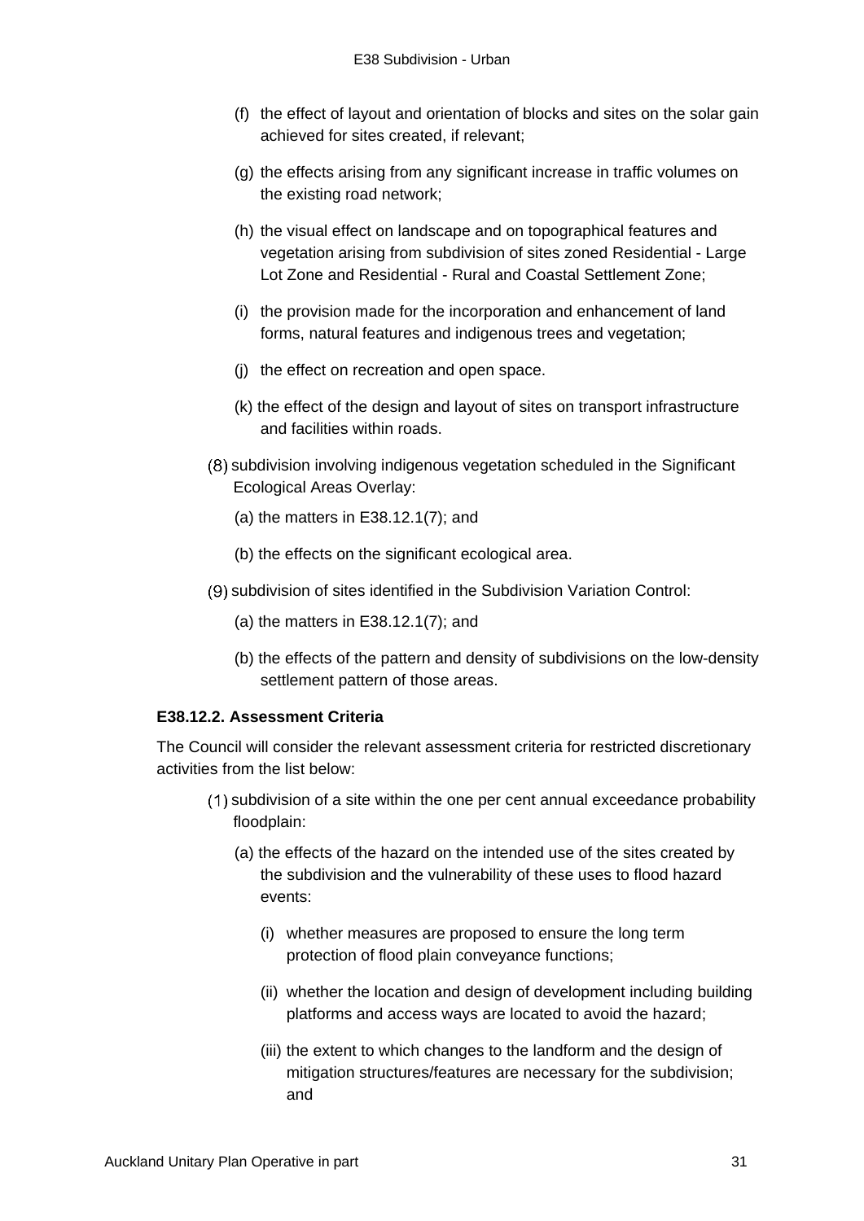(f) the effect of layout and orientation of blocks and sites on the solar gain achieved for sites created, if relevant;

(g) the effects arising from any significant increase in traffic volumes on the existing road network;

(h) the visual effect on landscape and on topographical features and vegetation arising from subdivision of sites zoned Residential - Large Lot Zone and Residential - Rural and Coastal Settlement Zone;

(i) the provision made for the incorporation and enhancement of land forms, natural features and indigenous trees and vegetation;

(j) the effect on recreation and open space.

(k) the effect of the design and layout of sites on transport infrastructure and facilities within roads.

(8) subdivision involving indigenous vegetation scheduled in the Significant Ecological Areas Overlay:

(a) the matters in E38.12.1(7); and

(b) the effects on the significant ecological area.

(9) subdivision of sites identified in the Subdivision Variation Control:

(a) the matters in E38.12.1(7); and

(b) the effects of the pattern and density of subdivisions on the low-density settlement pattern of those areas.

**E38.12.2. Assessment Criteria**

The Council will consider the relevant assessment criteria for restricted discretionary activities from the list below:

(1) subdivision of a site within the one per cent annual exceedance probability floodplain:

(a) the effects of the hazard on the intended use of the sites created by the subdivision and the vulnerability of these uses to flood hazard events:

(i) whether measures are proposed to ensure the long term protection of flood plain conveyance functions;

(ii) whether the location and design of development including building platforms and access ways are located to avoid the hazard;

(iii) the extent to which changes to the landform and the design of mitigation structures/features are necessary for the subdivision; and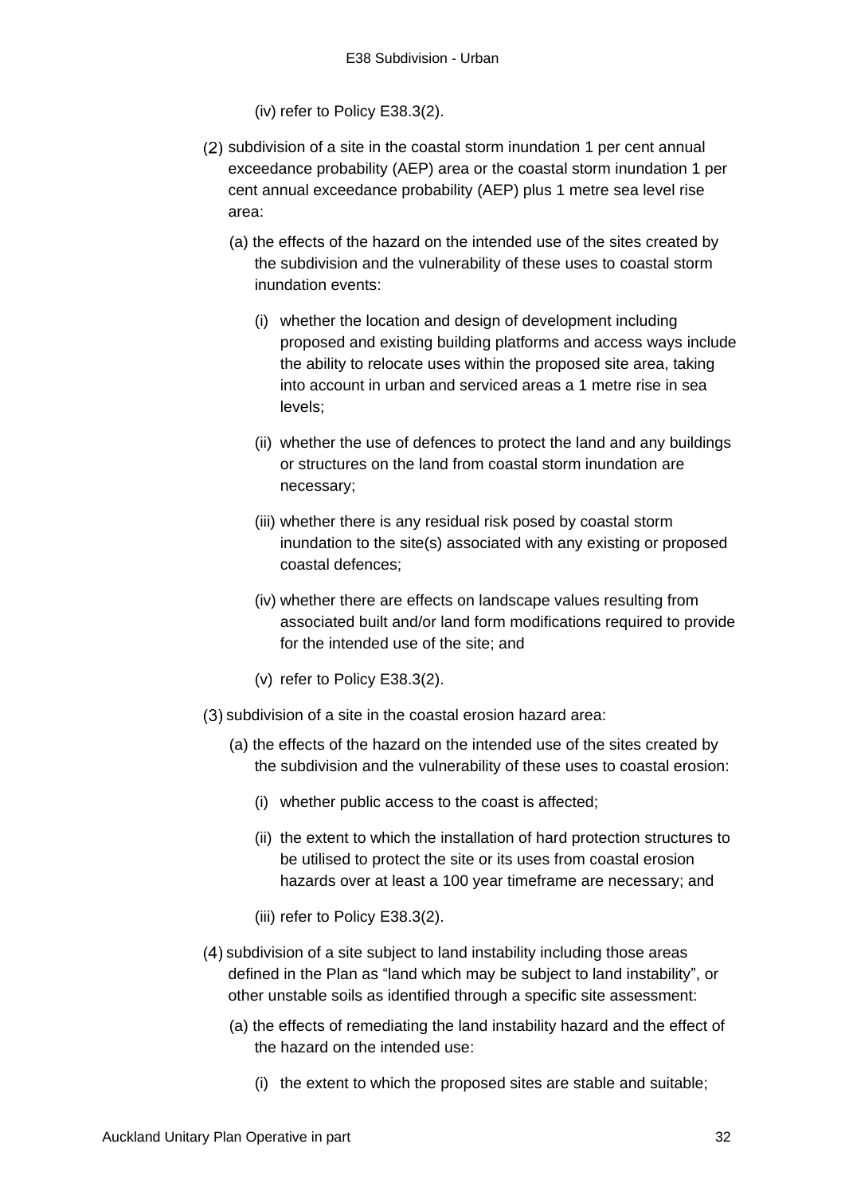(iv) refer to Policy E38.3(2).

(2) subdivision of a site in the coastal storm inundation 1 per cent annual exceedance probability (AEP) area or the coastal storm inundation 1 per cent annual exceedance probability (AEP) plus 1 metre sea level rise area:

(a) the effects of the hazard on the intended use of the sites created by the subdivision and the vulnerability of these uses to coastal storm inundation events:

(i) whether the location and design of development including proposed and existing building platforms and access ways include the ability to relocate uses within the proposed site area, taking into account in urban and serviced areas a 1 metre rise in sea levels;

(ii) whether the use of defences to protect the land and any buildings or structures on the land from coastal storm inundation are necessary;

(iii) whether there is any residual risk posed by coastal storm inundation to the site(s) associated with any existing or proposed coastal defences;

(iv) whether there are effects on landscape values resulting from associated built and/or land form modifications required to provide for the intended use of the site; and

(v) refer to Policy E38.3(2).

(3) subdivision of a site in the coastal erosion hazard area:

(a) the effects of the hazard on the intended use of the sites created by the subdivision and the vulnerability of these uses to coastal erosion:

(i) whether public access to the coast is affected;

(ii) the extent to which the installation of hard protection structures to be utilised to protect the site or its uses from coastal erosion hazards over at least a 100 year timeframe are necessary; and

(iii) refer to Policy E38.3(2).

(4) subdivision of a site subject to land instability including those areas defined in the Plan as "land which may be subject to land instability", or other unstable soils as identified through a specific site assessment:

(a) the effects of remediating the land instability hazard and the effect of the hazard on the intended use:

(i) the extent to which the proposed sites are stable and suitable;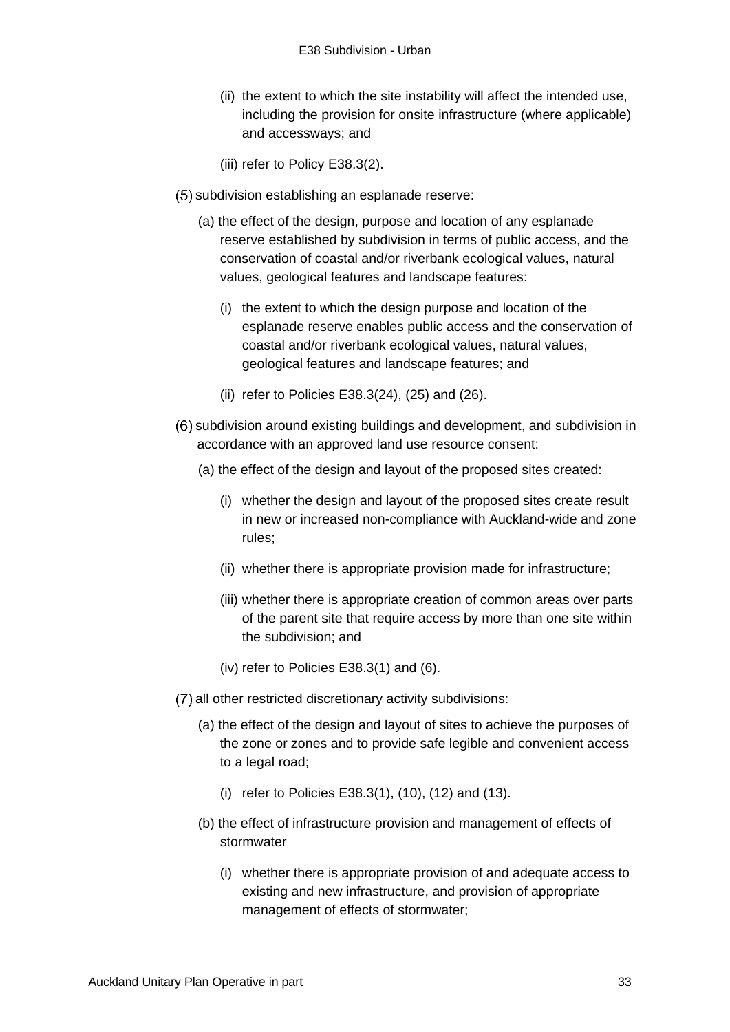(ii) the extent to which the site instability will affect the intended use, including the provision for onsite infrastructure (where applicable) and accessways; and

(iii) refer to Policy E38.3(2).

(5) subdivision establishing an esplanade reserve:

(a) the effect of the design, purpose and location of any esplanade reserve established by subdivision in terms of public access, and the conservation of coastal and/or riverbank ecological values, natural values, geological features and landscape features:

(i) the extent to which the design purpose and location of the esplanade reserve enables public access and the conservation of coastal and/or riverbank ecological values, natural values, geological features and landscape features; and

(ii) refer to Policies E38.3(24), (25) and (26).

(6) subdivision around existing buildings and development, and subdivision in accordance with an approved land use resource consent:

(a) the effect of the design and layout of the proposed sites created:

(i) whether the design and layout of the proposed sites create result in new or increased non-compliance with Auckland-wide and zone rules;

(ii) whether there is appropriate provision made for infrastructure;

(iii) whether there is appropriate creation of common areas over parts of the parent site that require access by more than one site within the subdivision; and

(iv) refer to Policies E38.3(1) and (6).

(7) all other restricted discretionary activity subdivisions:

(a) the effect of the design and layout of sites to achieve the purposes of the zone or zones and to provide safe legible and convenient access to a legal road;

(i) refer to Policies E38.3(1), (10), (12) and (13).

(b) the effect of infrastructure provision and management of effects of stormwater

(i) whether there is appropriate provision of and adequate access to existing and new infrastructure, and provision of appropriate management of effects of stormwater;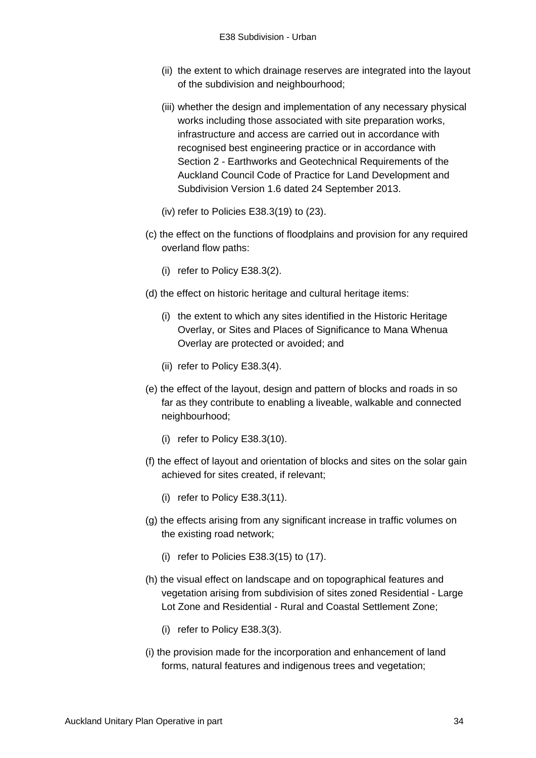(ii) the extent to which drainage reserves are integrated into the layout of the subdivision and neighbourhood;

(iii) whether the design and implementation of any necessary physical works including those associated with site preparation works, infrastructure and access are carried out in accordance with recognised best engineering practice or in accordance with Section 2 - Earthworks and Geotechnical Requirements of the Auckland Council Code of Practice for Land Development and Subdivision Version 1.6 dated 24 September 2013.

(iv) refer to Policies E38.3(19) to (23).

(c) the effect on the functions of floodplains and provision for any required overland flow paths:

(i) refer to Policy E38.3(2).

(d) the effect on historic heritage and cultural heritage items:

(i) the extent to which any sites identified in the Historic Heritage Overlay, or Sites and Places of Significance to Mana Whenua Overlay are protected or avoided; and

(ii) refer to Policy E38.3(4).

(e) the effect of the layout, design and pattern of blocks and roads in so far as they contribute to enabling a liveable, walkable and connected neighbourhood;

(i) refer to Policy E38.3(10).

(f) the effect of layout and orientation of blocks and sites on the solar gain achieved for sites created, if relevant;

(i) refer to Policy E38.3(11).

(g) the effects arising from any significant increase in traffic volumes on the existing road network;

(i) refer to Policies E38.3(15) to (17).

(h) the visual effect on landscape and on topographical features and vegetation arising from subdivision of sites zoned Residential - Large Lot Zone and Residential - Rural and Coastal Settlement Zone;

(i) refer to Policy E38.3(3).

(i) the provision made for the incorporation and enhancement of land forms, natural features and indigenous trees and vegetation;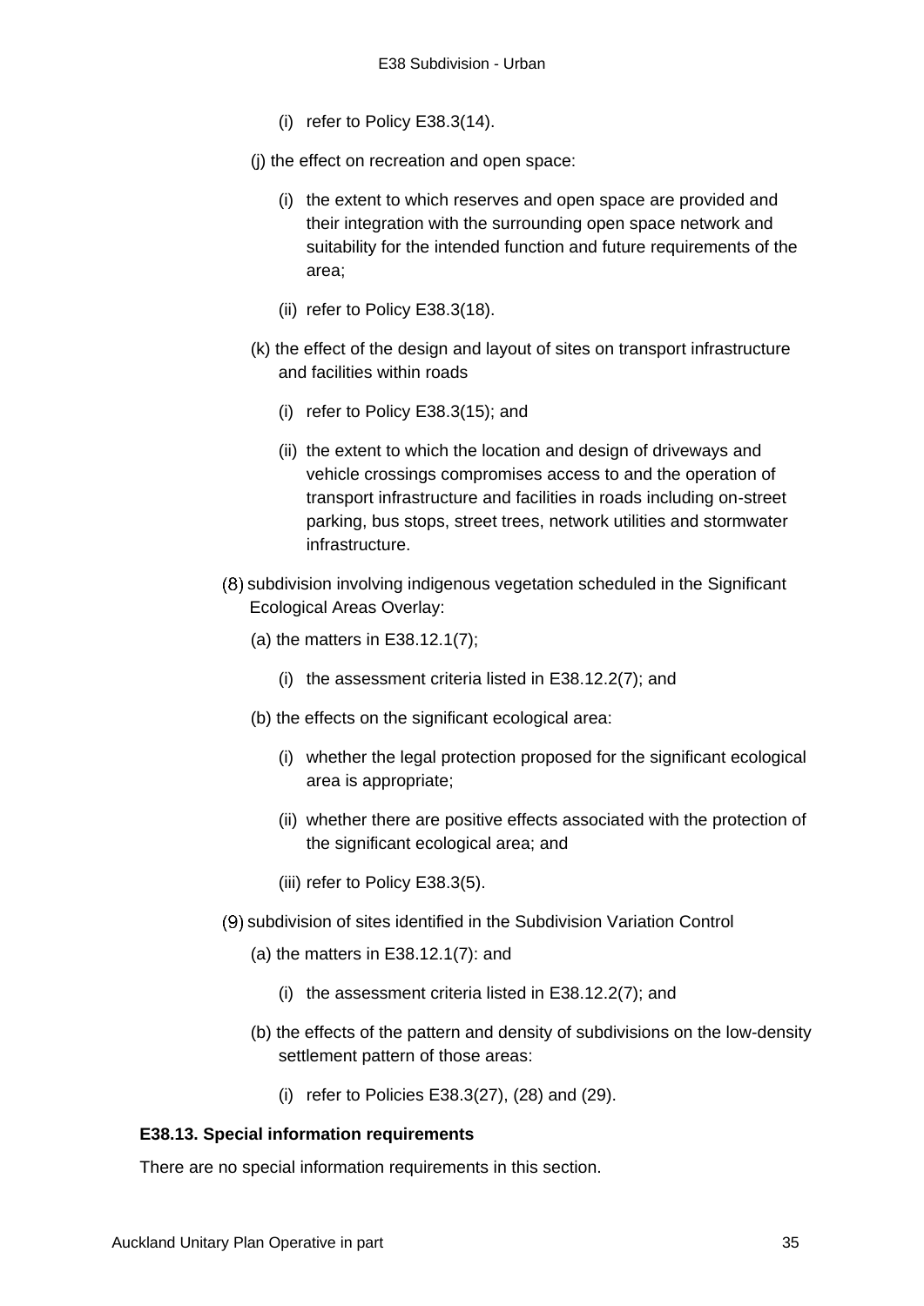(i) refer to Policy E38.3(14).

(j) the effect on recreation and open space:

(i) the extent to which reserves and open space are provided and their integration with the surrounding open space network and suitability for the intended function and future requirements of the area;

(ii) refer to Policy E38.3(18).

(k) the effect of the design and layout of sites on transport infrastructure and facilities within roads

(i) refer to Policy E38.3(15); and

(ii) the extent to which the location and design of driveways and vehicle crossings compromises access to and the operation of transport infrastructure and facilities in roads including on-street parking, bus stops, street trees, network utilities and stormwater infrastructure.

(8) subdivision involving indigenous vegetation scheduled in the Significant Ecological Areas Overlay:

(a) the matters in E38.12.1(7);

(i) the assessment criteria listed in E38.12.2(7); and

(b) the effects on the significant ecological area:

(i) whether the legal protection proposed for the significant ecological area is appropriate;

(ii) whether there are positive effects associated with the protection of the significant ecological area; and

(iii) refer to Policy E38.3(5).

(9) subdivision of sites identified in the Subdivision Variation Control

(a) the matters in E38.12.1(7): and

(i) the assessment criteria listed in E38.12.2(7); and

(b) the effects of the pattern and density of subdivisions on the low-density settlement pattern of those areas:

(i) refer to Policies E38.3(27), (28) and (29).

**E38.13. Special information requirements**

There are no special information requirements in this section.